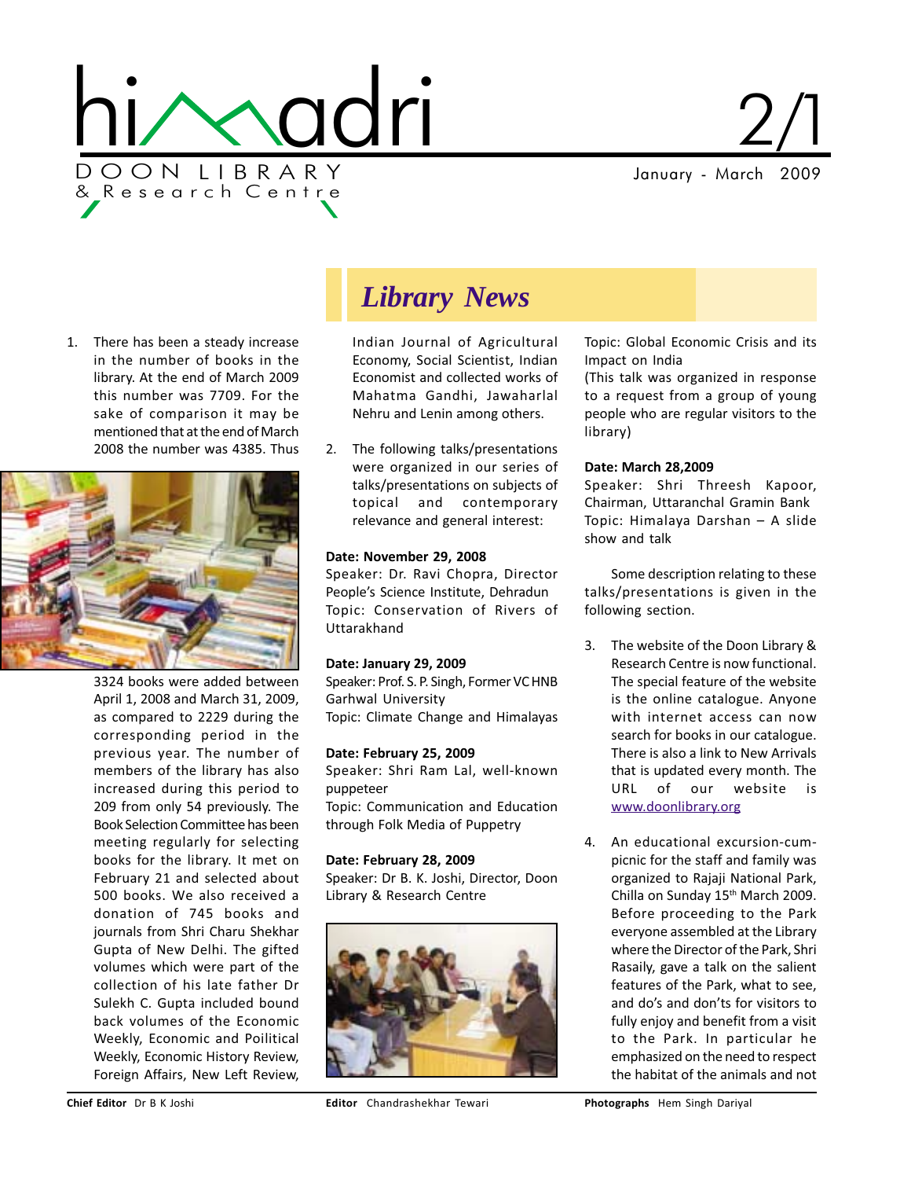# himadri

DOON LIBRARY
& Research Centre

2/1

January - March 2009

## Library News

1. There has been a steady increase in the number of books in the library. At the end of March 2009 this number was 7709. For the sake of comparison it may be mentioned that at the end of March 2008 the number was 4385. Thus 3324 books were added between April 1, 2008 and March 31, 2009, as compared to 2229 during the corresponding period in the previous year. The number of members of the library has also increased during this period to 209 from only 54 previously. The Book Selection Committee has been meeting regularly for selecting books for the library. It met on February 21 and selected about 500 books. We also received a donation of 745 books and journals from Shri Charu Shekhar Gupta of New Delhi. The gifted volumes which were part of the collection of his late father Dr Sulekh C. Gupta included bound back volumes of the Economic Weekly, Economic and Poilitical Weekly, Economic History Review, Foreign Affairs, New Left Review, Indian Journal of Agricultural Economy, Social Scientist, Indian Economist and collected works of Mahatma Gandhi, Jawaharlal Nehru and Lenin among others.

2. The following talks/presentations were organized in our series of talks/presentations on subjects of topical and contemporary relevance and general interest:

**Date: November 29, 2008**
Speaker: Dr. Ravi Chopra, Director People's Science Institute, Dehradun
Topic: Conservation of Rivers of Uttarakhand

**Date: January 29, 2009**
Speaker: Prof. S. P. Singh, Former VC HNB Garhwal University
Topic: Climate Change and Himalayas

**Date: February 25, 2009**
Speaker: Shri Ram Lal, well-known puppeteer
Topic: Communication and Education through Folk Media of Puppetry

**Date: February 28, 2009**
Speaker: Dr B. K. Joshi, Director, Doon Library & Research Centre
Topic: Global Economic Crisis and its Impact on India
(This talk was organized in response to a request from a group of young people who are regular visitors to the library)

**Date: March 28,2009**
Speaker: Shri Threesh Kapoor, Chairman, Uttaranchal Gramin Bank
Topic: Himalaya Darshan – A slide show and talk

Some description relating to these talks/presentations is given in the following section.

3. The website of the Doon Library & Research Centre is now functional. The special feature of the website is the online catalogue. Anyone with internet access can now search for books in our catalogue. There is also a link to New Arrivals that is updated every month. The URL of our website is www.doonlibrary.org

4. An educational excursion-cum-picnic for the staff and family was organized to Rajaji National Park, Chilla on Sunday 15th March 2009. Before proceeding to the Park everyone assembled at the Library where the Director of the Park, Shri Rasaily, gave a talk on the salient features of the Park, what to see, and do's and don'ts for visitors to fully enjoy and benefit from a visit to the Park. In particular he emphasized on the need to respect the habitat of the animals and not

**Chief Editor** Dr B K Joshi **Editor** Chandrashekhar Tewari **Photographs** Hem Singh Dariyal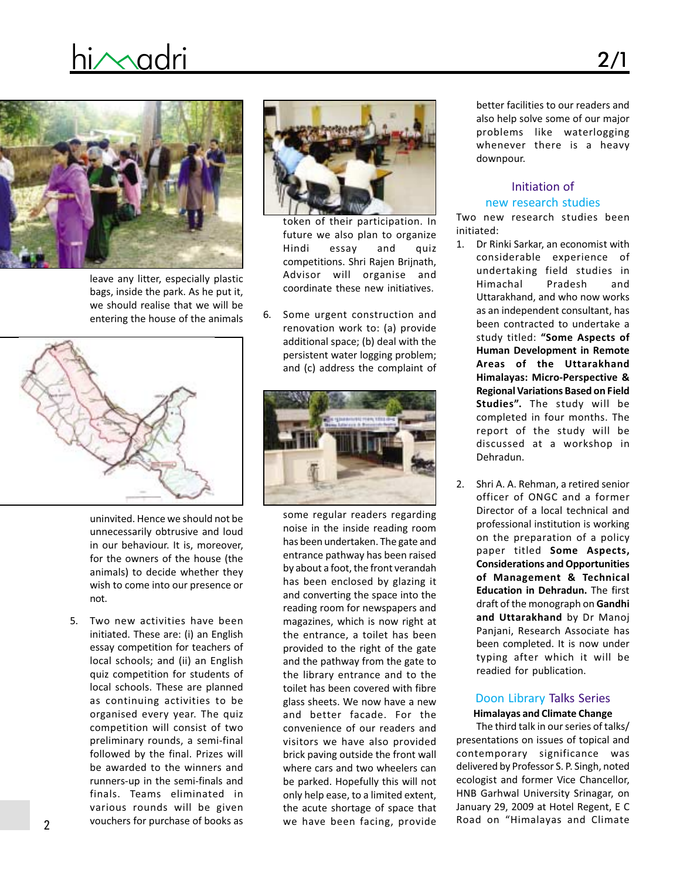leave any litter, especially plastic bags, inside the park. As he put it, we should realise that we will be entering the house of the animals uninvited. Hence we should not be unnecessarily obtrusive and loud in our behaviour. It is, moreover, for the owners of the house (the animals) to decide whether they wish to come into our presence or not.

5. Two new activities have been initiated. These are: (i) an English essay competition for teachers of local schools; and (ii) an English quiz competition for students of local schools. These are planned as continuing activities to be organised every year. The quiz competition will consist of two preliminary rounds, a semi-final followed by the final. Prizes will be awarded to the winners and runners-up in the semi-finals and finals. Teams eliminated in various rounds will be given vouchers for purchase of books as token of their participation. In future we also plan to organize Hindi essay and quiz competitions. Shri Rajen Brijnath, Advisor will organise and coordinate these new initiatives.

6. Some urgent construction and renovation work to: (a) provide additional space; (b) deal with the persistent water logging problem; and (c) address the complaint of some regular readers regarding noise in the inside reading room has been undertaken. The gate and entrance pathway has been raised by about a foot, the front verandah has been enclosed by glazing it and converting the space into the reading room for newspapers and magazines, which is now right at the entrance, a toilet has been provided to the right of the gate and the pathway from the gate to the library entrance and to the toilet has been covered with fibre glass sheets. We now have a new and better facade. For the convenience of our readers and visitors we have also provided brick paving outside the front wall where cars and two wheelers can be parked. Hopefully this will not only help ease, to a limited extent, the acute shortage of space that we have been facing, provide better facilities to our readers and also help solve some of our major problems like waterlogging whenever there is a heavy downpour.

## Initiation of new research studies

Two new research studies been initiated:

1. Dr Rinki Sarkar, an economist with considerable experience of undertaking field studies in Himachal Pradesh and Uttarakhand, and who now works as an independent consultant, has been contracted to undertake a study titled: **"Some Aspects of Human Development in Remote Areas of the Uttarakhand Himalayas: Micro-Perspective & Regional Variations Based on Field Studies".** The study will be completed in four months. The report of the study will be discussed at a workshop in Dehradun.

2. Shri A. A. Rehman, a retired senior officer of ONGC and a former Director of a local technical and professional institution is working on the preparation of a policy paper titled **Some Aspects, Considerations and Opportunities of Management & Technical Education in Dehradun.** The first draft of the monograph on **Gandhi and Uttarakhand** by Dr Manoj Panjani, Research Associate has been completed. It is now under typing after which it will be readied for publication.

## Doon Library Talks Series

### Himalayas and Climate Change

The third talk in our series of talks/presentations on issues of topical and contemporary significance was delivered by Professor S. P. Singh, noted ecologist and former Vice Chancellor, HNB Garhwal University Srinagar, on January 29, 2009 at Hotel Regent, E C Road on "Himalayas and Climate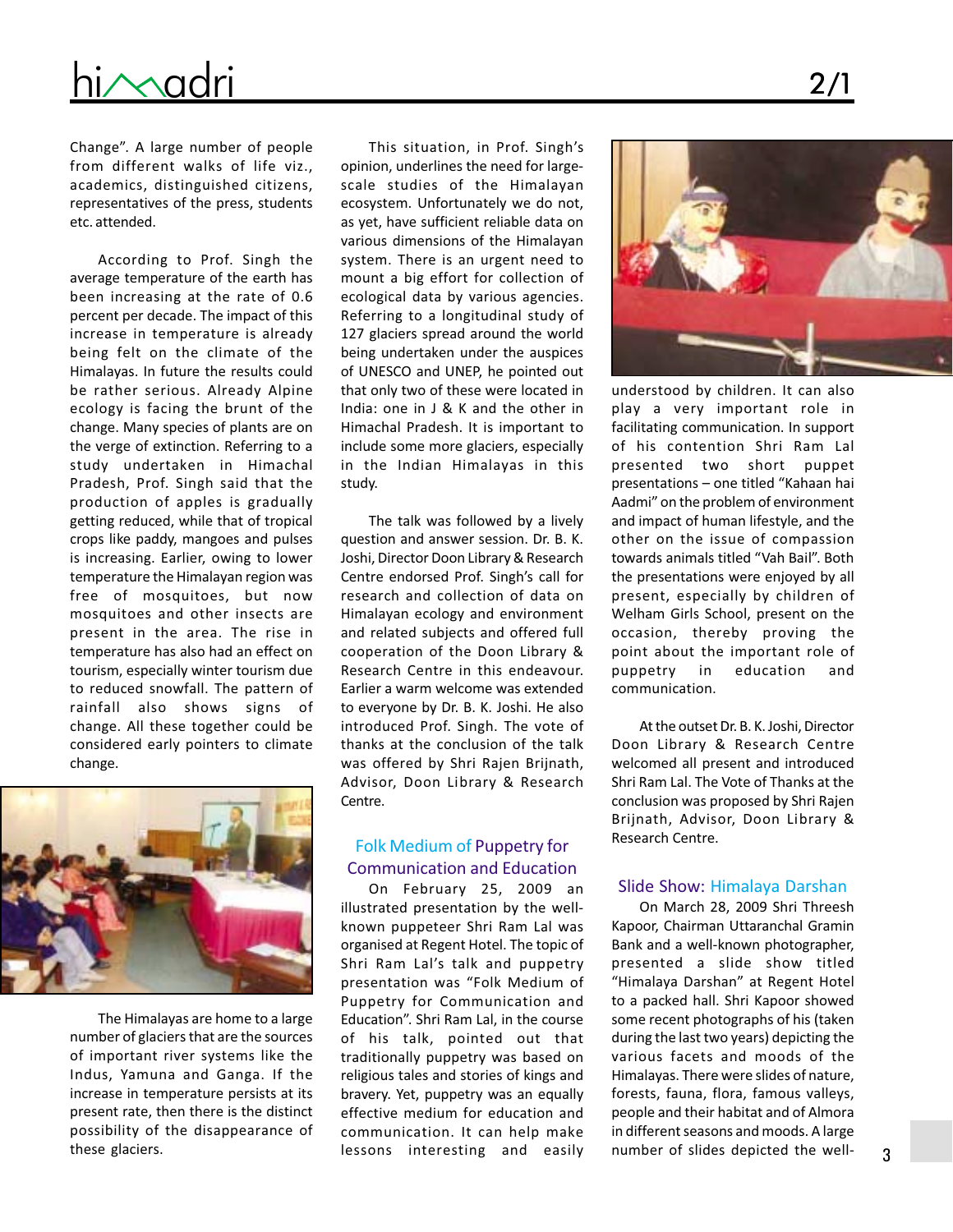Change". A large number of people from different walks of life viz., academics, distinguished citizens, representatives of the press, students etc. attended.

According to Prof. Singh the average temperature of the earth has been increasing at the rate of 0.6 percent per decade. The impact of this increase in temperature is already being felt on the climate of the Himalayas. In future the results could be rather serious. Already Alpine ecology is facing the brunt of the change. Many species of plants are on the verge of extinction. Referring to a study undertaken in Himachal Pradesh, Prof. Singh said that the production of apples is gradually getting reduced, while that of tropical crops like paddy, mangoes and pulses is increasing. Earlier, owing to lower temperature the Himalayan region was free of mosquitoes, but now mosquitoes and other insects are present in the area. The rise in temperature has also had an effect on tourism, especially winter tourism due to reduced snowfall. The pattern of rainfall also shows signs of change. All these together could be considered early pointers to climate change.

The Himalayas are home to a large number of glaciers that are the sources of important river systems like the Indus, Yamuna and Ganga. If the increase in temperature persists at its present rate, then there is the distinct possibility of the disappearance of these glaciers.

This situation, in Prof. Singh's opinion, underlines the need for large-scale studies of the Himalayan ecosystem. Unfortunately we do not, as yet, have sufficient reliable data on various dimensions of the Himalayan system. There is an urgent need to mount a big effort for collection of ecological data by various agencies. Referring to a longitudinal study of 127 glaciers spread around the world being undertaken under the auspices of UNESCO and UNEP, he pointed out that only two of these were located in India: one in J & K and the other in Himachal Pradesh. It is important to include some more glaciers, especially in the Indian Himalayas in this study.

The talk was followed by a lively question and answer session. Dr. B. K. Joshi, Director Doon Library and Research Centre endorsed Prof. Singh's call for research and collection of data on Himalayan ecology and environment and related subjects and offered full cooperation of the Doon Library & Research Centre in this endeavour. Earlier a warm welcome was extended to everyone by Dr. B. K. Joshi. He also introduced Prof. Singh. The vote of thanks at the conclusion of the talk was offered by Shri Rajen Brijnath, Advisor, Doon Library & Research Centre.

## Folk Medium of Puppetry for Communication and Education

On February 25, 2009 an illustrated presentation by the well-known puppeteer Shri Ram Lal was organised at Regent Hotel. The topic of Shri Ram Lal's talk and puppetry presentation was "Folk Medium of Puppetry for Communication and Education". Shri Ram Lal, in the course of his talk, pointed out that traditionally puppetry was based on religious tales and stories of kings and bravery. Yet, puppetry was an equally effective medium for education and communication. It can help make lessons interesting and easily understood by children. It can also play a very important role in facilitating communication. In support of his contention Shri Ram Lal presented two short puppet presentations – one titled "Kahaan hai Aadmi" on the problem of environment and impact of human lifestyle, and the other on the issue of compassion towards animals titled "Vah Bail". Both the presentations were enjoyed by all present, especially by children of Welham Girls School, present on the occasion, thereby proving the point about the important role of puppetry in education and communication.

At the outset Dr. B. K. Joshi, Director Doon Library & Research Centre welcomed all present and introduced Shri Ram Lal. The Vote of Thanks at the conclusion was proposed by Shri Rajen Brijnath, Advisor, Doon Library & Research Centre.

## Slide Show: Himalaya Darshan

On March 28, 2009 Shri Threesh Kapoor, Chairman Uttaranchal Gramin Bank and a well-known photographer, presented a slide show titled "Himalaya Darshan" at Regent Hotel to a packed hall. Shri Kapoor showed some recent photographs of his (taken during the last two years) depicting the various facets and moods of the Himalayas. There were slides of nature, forests, fauna, flora, famous valleys, people and their habitat and of Almora in different seasons and moods. A large number of slides depicted the well-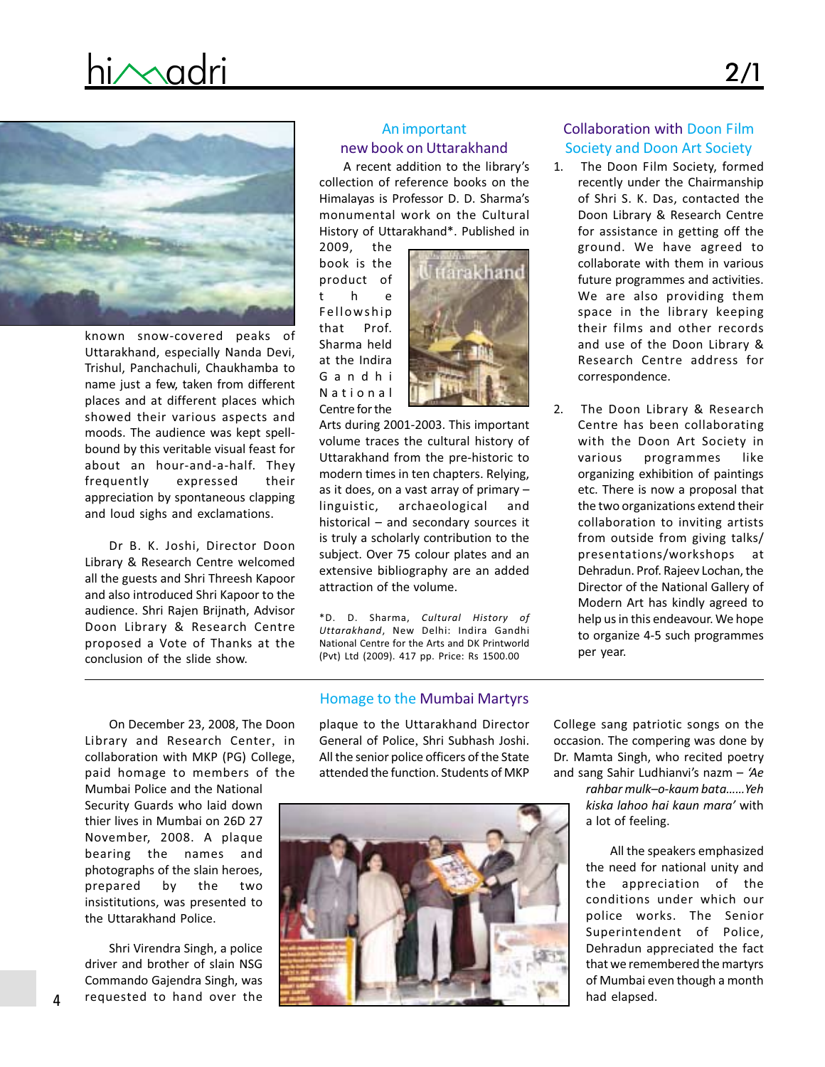known snow-covered peaks of Uttarakhand, especially Nanda Devi, Trishul, Panchachuli, Chaukhamba to name just a few, taken from different places and at different places which showed their various aspects and moods. The audience was kept spell-bound by this veritable visual feast for about an hour-and-a-half. They frequently expressed their appreciation by spontaneous clapping and loud sighs and exclamations.

Dr B. K. Joshi, Director Doon Library & Research Centre welcomed all the guests and Shri Threesh Kapoor and also introduced Shri Kapoor to the audience. Shri Rajen Brijnath, Advisor Doon Library & Research Centre proposed a Vote of Thanks at the conclusion of the slide show.

## An important new book on Uttarakhand

A recent addition to the library's collection of reference books on the Himalayas is Professor D. D. Sharma's monumental work on the Cultural History of Uttarakhand*. Published in 2009, the book is the product of the Fellowship that Prof. Sharma held at the Indira Gandhi National Centre for the Arts during 2001-2003. This important volume traces the cultural history of Uttarakhand from the pre-historic to modern times in ten chapters. Relying, as it does, on a vast array of primary – linguistic, archaeological and historical – and secondary sources it is truly a scholarly contribution to the subject. Over 75 colour plates and an extensive bibliography are an added attraction of the volume.

*D. D. Sharma, *Cultural History of Uttarakhand*, New Delhi: Indira Gandhi National Centre for the Arts and DK Printworld (Pvt) Ltd (2009). 417 pp. Price: Rs 1500.00

## Collaboration with Doon Film Society and Doon Art Society

1. The Doon Film Society, formed recently under the Chairmanship of Shri S. K. Das, contacted the Doon Library & Research Centre for assistance in getting off the ground. We have agreed to collaborate with them in various future programmes and activities. We are also providing them space in the library keeping their films and other records and use of the Doon Library & Research Centre address for correspondence.

2. The Doon Library & Research Centre has been collaborating with the Doon Art Society in various programmes like organizing exhibition of paintings etc. There is now a proposal that the two organizations extend their collaboration to inviting artists from outside from giving talks/ presentations/workshops at Dehradun. Prof. Rajeev Lochan, the Director of the National Gallery of Modern Art has kindly agreed to help us in this endeavour. We hope to organize 4-5 such programmes per year.

## Homage to the Mumbai Martyrs

On December 23, 2008, The Doon Library and Research Center, in collaboration with MKP (PG) College, paid homage to members of the Mumbai Police and the National Security Guards who laid down thier lives in Mumbai on 26D 27 November, 2008. A plaque bearing the names and photographs of the slain heroes, prepared by the two insistitutions, was presented to the Uttarakhand Police.

Shri Virendra Singh, a police driver and brother of slain NSG Commando Gajendra Singh, was requested to hand over the plaque to the Uttarakhand Director General of Police, Shri Subhash Joshi. All the senior police officers of the State attended the function. Students of MKP College sang patriotic songs on the occasion. The compering was done by Dr. Mamta Singh, who recited poetry and sang Sahir Ludhianvi's nazm – *'Ae rahbar mulk–o-kaum bata......Yeh kiska lahoo hai kaun mara'* with a lot of feeling.

All the speakers emphasized the need for national unity and the appreciation of the conditions under which our police works. The Senior Superintendent of Police, Dehradun appreciated the fact that we remembered the martyrs of Mumbai even though a month had elapsed.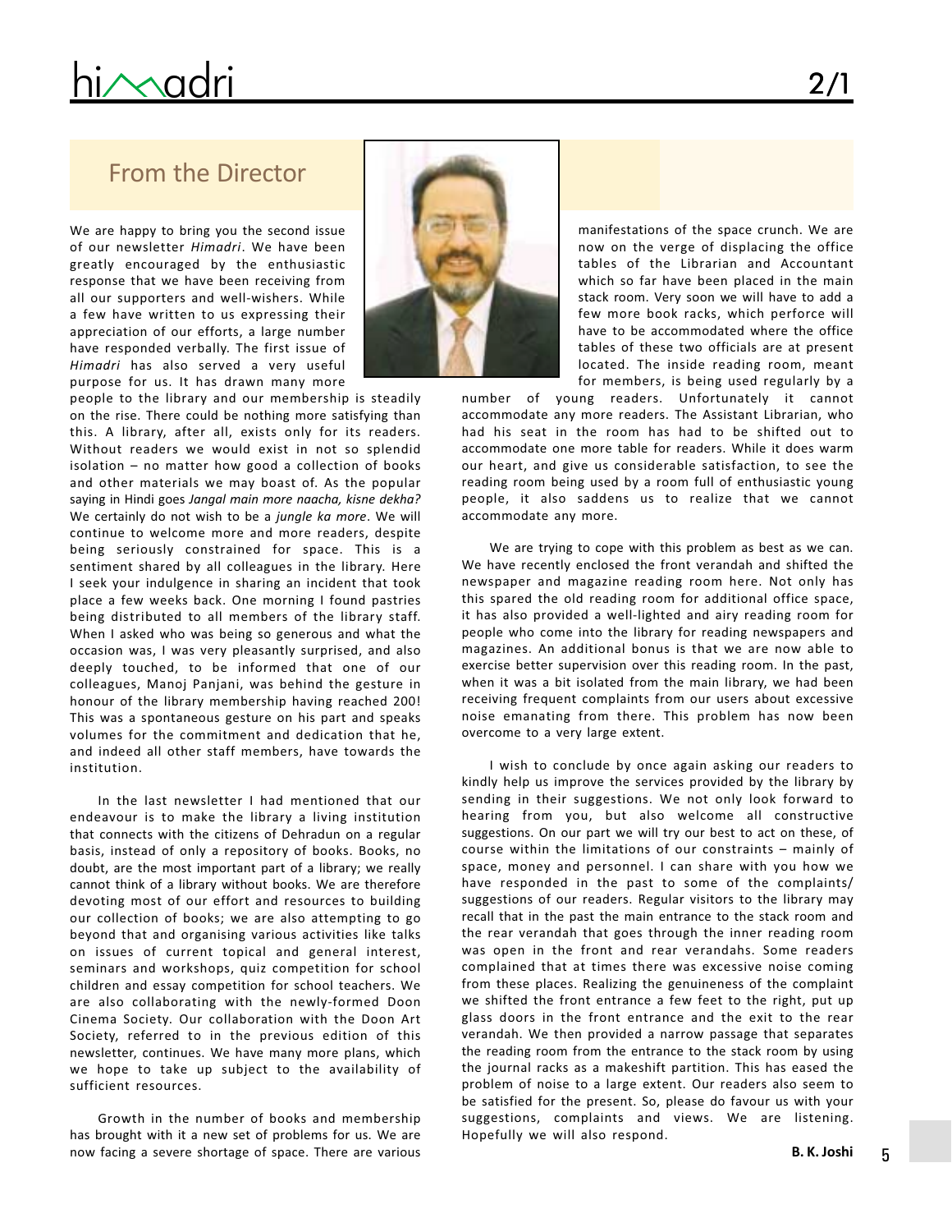## From the Director

We are happy to bring you the second issue of our newsletter *Himadri*. We have been greatly encouraged by the enthusiastic response that we have been receiving from all our supporters and well-wishers. While a few have written to us expressing their appreciation of our efforts, a large number have responded verbally. The first issue of *Himadri* has also served a very useful purpose for us. It has drawn many more people to the library and our membership is steadily on the rise. There could be nothing more satisfying than this. A library, after all, exists only for its readers. Without readers we would exist in not so splendid isolation – no matter how good a collection of books and other materials we may boast of. As the popular saying in Hindi goes *Jangal main more naacha, kisne dekha?* We certainly do not wish to be a *jungle ka more*. We will continue to welcome more and more readers, despite being seriously constrained for space. This is a sentiment shared by all colleagues in the library. Here I seek your indulgence in sharing an incident that took place a few weeks back. One morning I found pastries being distributed to all members of the library staff. When I asked who was being so generous and what the occasion was, I was very pleasantly surprised, and also deeply touched, to be informed that one of our colleagues, Manoj Panjani, was behind the gesture in honour of the library membership having reached 200! This was a spontaneous gesture on his part and speaks volumes for the commitment and dedication that he, and indeed all other staff members, have towards the institution.

In the last newsletter I had mentioned that our endeavour is to make the library a living institution that connects with the citizens of Dehradun on a regular basis, instead of only a repository of books. Books, no doubt, are the most important part of a library; we really cannot think of a library without books. We are therefore devoting most of our effort and resources to building our collection of books; we are also attempting to go beyond that and organising various activities like talks on issues of current topical and general interest, seminars and workshops, quiz competition for school children and essay competition for school teachers. We are also collaborating with the newly-formed Doon Cinema Society. Our collaboration with the Doon Art Society, referred to in the previous edition of this newsletter, continues. We have many more plans, which we hope to take up subject to the availability of sufficient resources.

Growth in the number of books and membership has brought with it a new set of problems for us. We are now facing a severe shortage of space. There are various manifestations of the space crunch. We are now on the verge of displacing the office tables of the Librarian and Accountant which so far have been placed in the main stack room. Very soon we will have to add a few more book racks, which perforce will have to be accommodated where the office tables of these two officials are at present located. The inside reading room, meant for members, is being used regularly by a number of young readers. Unfortunately it cannot accommodate any more readers. The Assistant Librarian, who had his seat in the room has had to be shifted out to accommodate one more table for readers. While it does warm our heart, and give us considerable satisfaction, to see the reading room being used by a room full of enthusiastic young people, it also saddens us to realize that we cannot accommodate any more.

We are trying to cope with this problem as best as we can. We have recently enclosed the front verandah and shifted the newspaper and magazine reading room here. Not only has this spared the old reading room for additional office space, it has also provided a well-lighted and airy reading room for people who come into the library for reading newspapers and magazines. An additional bonus is that we are now able to exercise better supervision over this reading room. In the past, when it was a bit isolated from the main library, we had been receiving frequent complaints from our users about excessive noise emanating from there. This problem has now been overcome to a very large extent.

I wish to conclude by once again asking our readers to kindly help us improve the services provided by the library by sending in their suggestions. We not only look forward to hearing from you, but also welcome all constructive suggestions. On our part we will try our best to act on these, of course within the limitations of our constraints – mainly of space, money and personnel. I can share with you how we have responded in the past to some of the complaints/suggestions of our readers. Regular visitors to the library may recall that in the past the main entrance to the stack room and the rear verandah that goes through the inner reading room was open in the front and rear verandahs. Some readers complained that at times there was excessive noise coming from these places. Realizing the genuineness of the complaint we shifted the front entrance a few feet to the right, put up glass doors in the front entrance and the exit to the rear verandah. We then provided a narrow passage that separates the reading room from the entrance to the stack room by using the journal racks as a makeshift partition. This has eased the problem of noise to a large extent. Our readers also seem to be satisfied for the present. So, please do favour us with your suggestions, complaints and views. We are listening. Hopefully we will also respond.

**B. K. Joshi**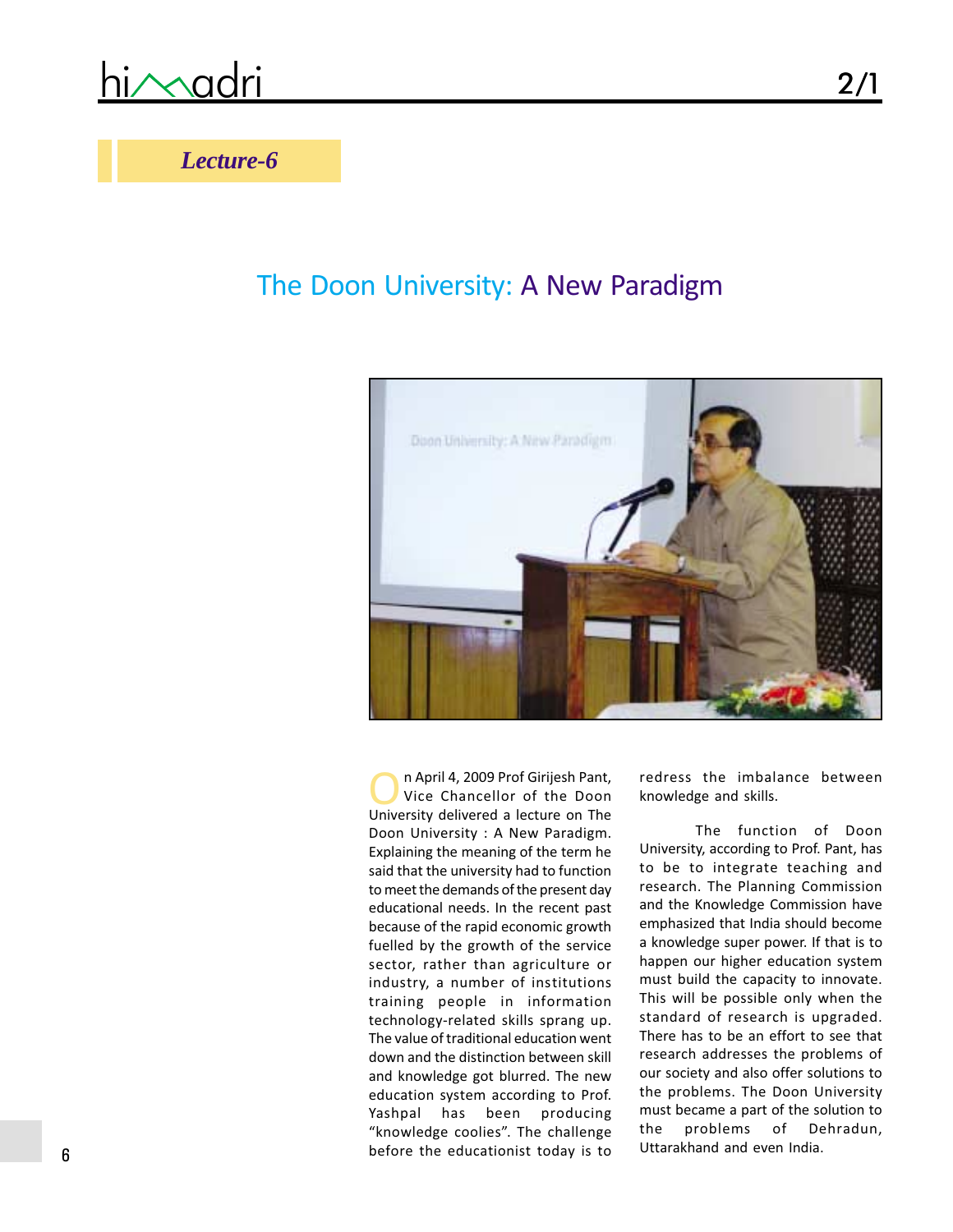*Lecture-6*

# The Doon University: A New Paradigm

On April 4, 2009 Prof Girijesh Pant, Vice Chancellor of the Doon University delivered a lecture on The Doon University : A New Paradigm. Explaining the meaning of the term he said that the university had to function to meet the demands of the present day educational needs. In the recent past because of the rapid economic growth fuelled by the growth of the service sector, rather than agriculture or industry, a number of institutions training people in information technology-related skills sprang up. The value of traditional education went down and the distinction between skill and knowledge got blurred. The new education system according to Prof. Yashpal has been producing "knowledge coolies". The challenge before the educationist today is to redress the imbalance between knowledge and skills.

The function of Doon University, according to Prof. Pant, has to be to integrate teaching and research. The Planning Commission and the Knowledge Commission have emphasized that India should become a knowledge super power. If that is to happen our higher education system must build the capacity to innovate. This will be possible only when the standard of research is upgraded. There has to be an effort to see that research addresses the problems of our society and also offer solutions to the problems. The Doon University must became a part of the solution to the problems of Dehradun, Uttarakhand and even India.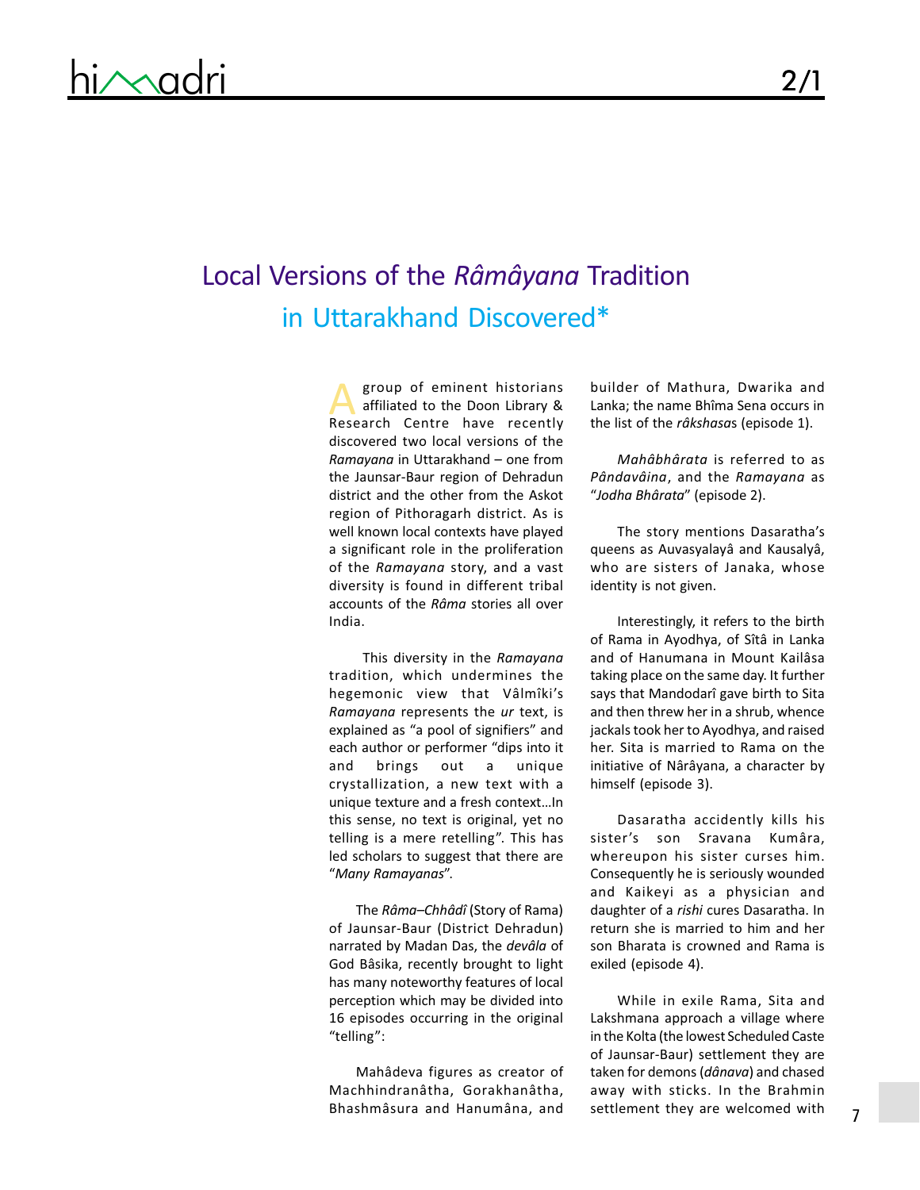# Local Versions of the *Râmâyana* Tradition in Uttarakhand Discovered*

A group of eminent historians affiliated to the Doon Library & Research Centre have recently discovered two local versions of the *Ramayana* in Uttarakhand – one from the Jaunsar-Baur region of Dehradun district and the other from the Askot region of Pithoragarh district. As is well known local contexts have played a significant role in the proliferation of the *Ramayana* story, and a vast diversity is found in different tribal accounts of the *Râma* stories all over India.

This diversity in the *Ramayana* tradition, which undermines the hegemonic view that Vâlmîki's *Ramayana* represents the *ur* text, is explained as "a pool of signifiers" and each author or performer "dips into it and brings out a unique crystallization, a new text with a unique texture and a fresh context…In this sense, no text is original, yet no telling is a mere retelling". This has led scholars to suggest that there are "*Many Ramayanas*".

The *Râma–Chhâdî* (Story of Rama) of Jaunsar-Baur (District Dehradun) narrated by Madan Das, the *devâla* of God Bâsika, recently brought to light has many noteworthy features of local perception which may be divided into 16 episodes occurring in the original "telling":

Mahâdeva figures as creator of Machhindranâtha, Gorakhanâtha, Bhashmâsura and Hanumâna, and builder of Mathura, Dwarika and Lanka; the name Bhîma Sena occurs in the list of the *râkshasa*s (episode 1).

*Mahâbhârata* is referred to as *Pândavâina*, and the *Ramayana* as "*Jodha Bhârata*" (episode 2).

The story mentions Dasaratha's queens as Auvasyalayâ and Kausalyâ, who are sisters of Janaka, whose identity is not given.

Interestingly, it refers to the birth of Rama in Ayodhya, of Sîtâ in Lanka and of Hanumana in Mount Kailâsa taking place on the same day. It further says that Mandodarî gave birth to Sita and then threw her in a shrub, whence jackals took her to Ayodhya, and raised her. Sita is married to Rama on the initiative of Nârâyana, a character by himself (episode 3).

Dasaratha accidently kills his sister's son Sravana Kumâra, whereupon his sister curses him. Consequently he is seriously wounded and Kaikeyi as a physician and daughter of a *rishi* cures Dasaratha. In return she is married to him and her son Bharata is crowned and Rama is exiled (episode 4).

While in exile Rama, Sita and Lakshmana approach a village where in the Kolta (the lowest Scheduled Caste of Jaunsar-Baur) settlement they are taken for demons (*dânava*) and chased away with sticks. In the Brahmin settlement they are welcomed with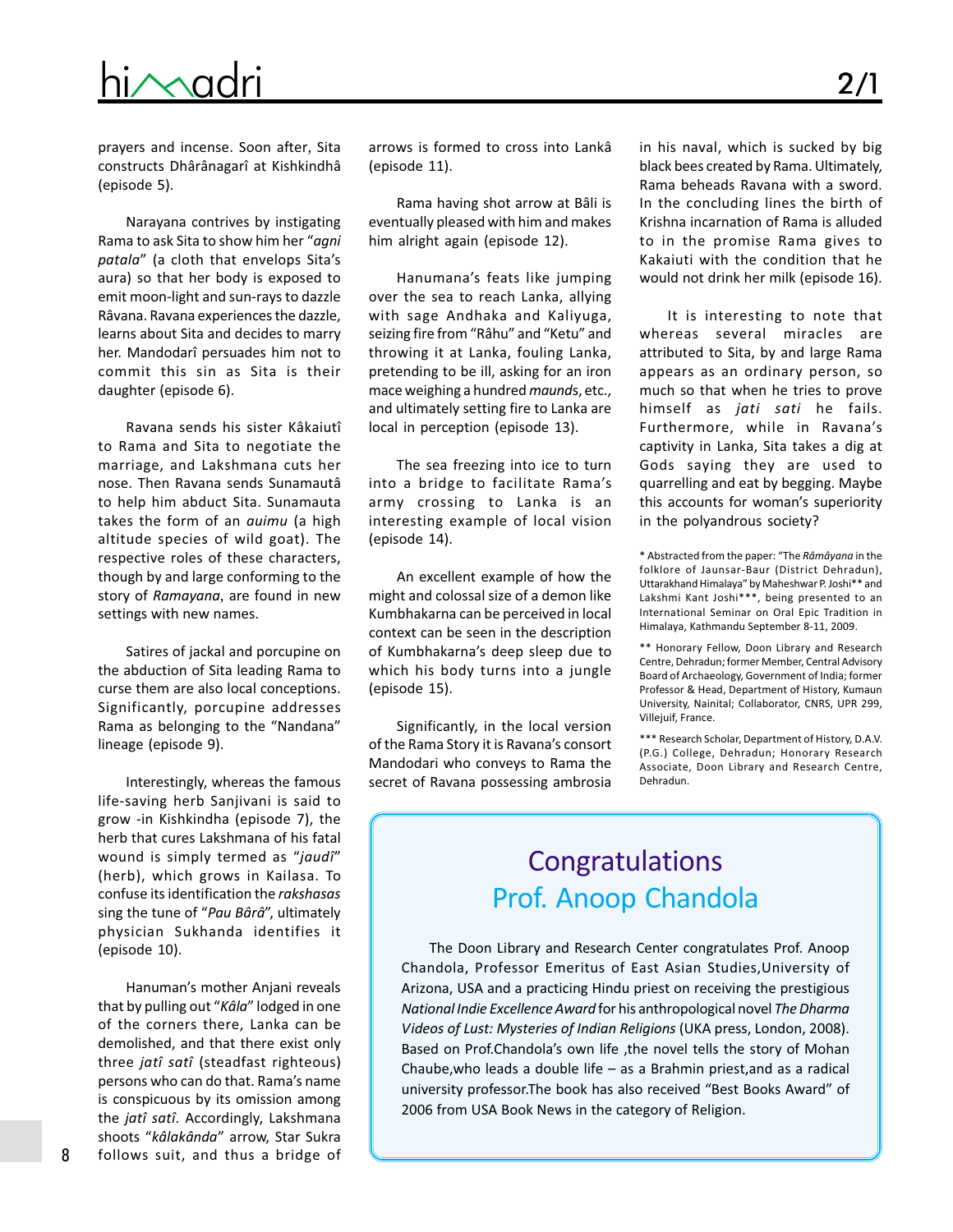prayers and incense. Soon after, Sita constructs Dhârânagarî at Kishkindhâ (episode 5).

Narayana contrives by instigating Rama to ask Sita to show him her "*agni patala*" (a cloth that envelops Sita's aura) so that her body is exposed to emit moon-light and sun-rays to dazzle Râvana. Ravana experiences the dazzle, learns about Sita and decides to marry her. Mandodarî persuades him not to commit this sin as Sita is their daughter (episode 6).

Ravana sends his sister Kâkaiutî to Rama and Sita to negotiate the marriage, and Lakshmana cuts her nose. Then Ravana sends Sunamautâ to help him abduct Sita. Sunamauta takes the form of an *auimu* (a high altitude species of wild goat). The respective roles of these characters, though by and large conforming to the story of *Ramayana*, are found in new settings with new names.

Satires of jackal and porcupine on the abduction of Sita leading Rama to curse them are also local conceptions. Significantly, porcupine addresses Rama as belonging to the "Nandana" lineage (episode 9).

Interestingly, whereas the famous life-saving herb Sanjivani is said to grow -in Kishkindha (episode 7), the herb that cures Lakshmana of his fatal wound is simply termed as "*jaudî*" (herb), which grows in Kailasa. To confuse its identification the *rakshasas* sing the tune of "*Pau Bârâ*", ultimately physician Sukhanda identifies it (episode 10).

Hanuman's mother Anjani reveals that by pulling out "*Kâla*" lodged in one of the corners there, Lanka can be demolished, and that there exist only three *jatî satî* (steadfast righteous) persons who can do that. Rama's name is conspicuous by its omission among the *jatî satî*. Accordingly, Lakshmana shoots "*kâlakânda*" arrow, Star Sukra follows suit, and thus a bridge of arrows is formed to cross into Lankâ (episode 11).

Rama having shot arrow at Bâli is eventually pleased with him and makes him alright again (episode 12).

Hanumana's feats like jumping over the sea to reach Lanka, allying with sage Andhaka and Kaliyuga, seizing fire from "Râhu" and "Ketu" and throwing it at Lanka, fouling Lanka, pretending to be ill, asking for an iron mace weighing a hundred *maunds*, etc., and ultimately setting fire to Lanka are local in perception (episode 13).

The sea freezing into ice to turn into a bridge to facilitate Rama's army crossing to Lanka is an interesting example of local vision (episode 14).

An excellent example of how the might and colossal size of a demon like Kumbhakarna can be perceived in local context can be seen in the description of Kumbhakarna's deep sleep due to which his body turns into a jungle (episode 15).

Significantly, in the local version of the Rama Story it is Ravana's consort Mandodari who conveys to Rama the secret of Ravana possessing ambrosia in his naval, which is sucked by big black bees created by Rama. Ultimately, Rama beheads Ravana with a sword. In the concluding lines the birth of Krishna incarnation of Rama is alluded to in the promise Rama gives to Kakaiuti with the condition that he would not drink her milk (episode 16).

It is interesting to note that whereas several miracles are attributed to Sita, by and large Rama appears as an ordinary person, so much so that when he tries to prove himself as *jati sati* he fails. Furthermore, while in Ravana's captivity in Lanka, Sita takes a dig at Gods saying they are used to quarrelling and eat by begging. Maybe this accounts for woman's superiority in the polyandrous society?

\* Abstracted from the paper: "The *Râmâyana* in the folklore of Jaunsar-Baur (District Dehradun), Uttarakhand Himalaya" by Maheshwar P. Joshi\*\* and Lakshmi Kant Joshi\*\*\*, being presented to an International Seminar on Oral Epic Tradition in Himalaya, Kathmandu September 8-11, 2009.

\*\* Honorary Fellow, Doon Library and Research Centre, Dehradun; former Member, Central Advisory Board of Archaeology, Government of India; former Professor & Head, Department of History, Kumaun University, Nainital; Collaborator, CNRS, UPR 299, Villejuif, France.

\*\*\* Research Scholar, Department of History, D.A.V. (P.G.) College, Dehradun; Honorary Research Associate, Doon Library and Research Centre, Dehradun.

## Congratulations
## Prof. Anoop Chandola

The Doon Library and Research Center congratulates Prof. Anoop Chandola, Professor Emeritus of East Asian Studies,University of Arizona, USA and a practicing Hindu priest on receiving the prestigious *National Indie Excellence Award* for his anthropological novel *The Dharma Videos of Lust: Mysteries of Indian Religions* (UKA press, London, 2008). Based on Prof.Chandola's own life ,the novel tells the story of Mohan Chaube,who leads a double life – as a Brahmin priest,and as a radical university professor.The book has also received "Best Books Award" of 2006 from USA Book News in the category of Religion.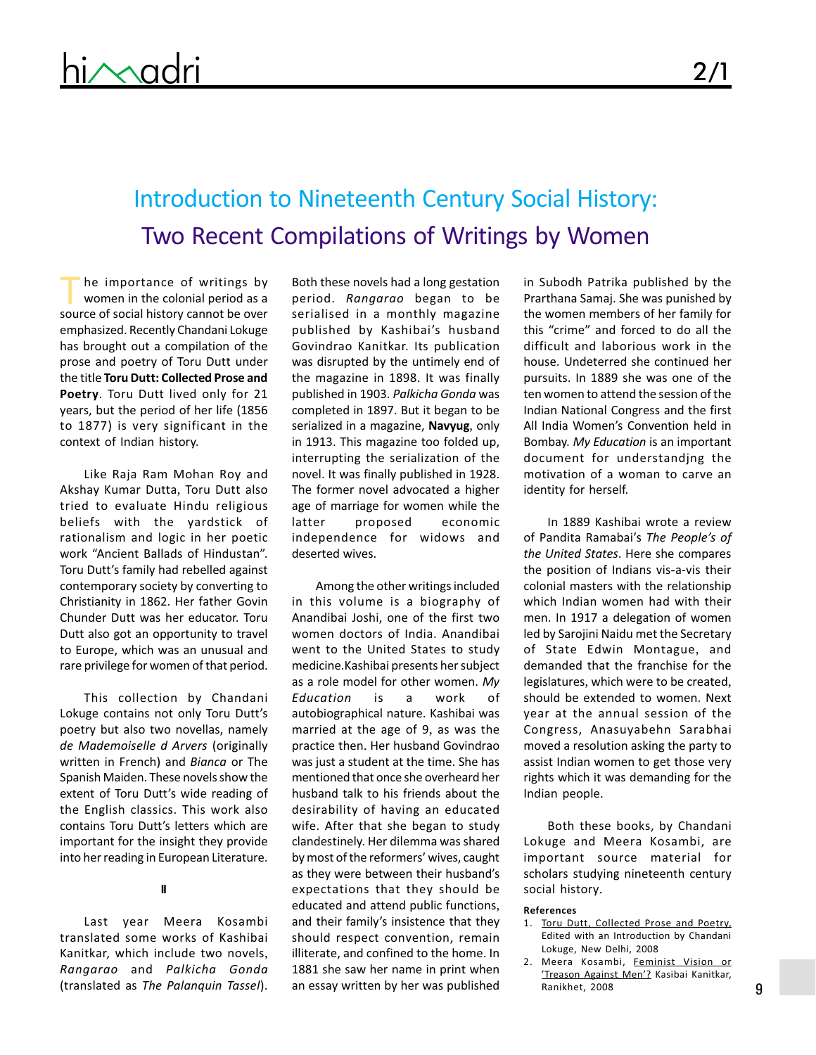# Introduction to Nineteenth Century Social History: Two Recent Compilations of Writings by Women

The importance of writings by women in the colonial period as a source of social history cannot be over emphasized. Recently Chandani Lokuge has brought out a compilation of the prose and poetry of Toru Dutt under the title **Toru Dutt: Collected Prose and Poetry**. Toru Dutt lived only for 21 years, but the period of her life (1856 to 1877) is very significant in the context of Indian history.

Like Raja Ram Mohan Roy and Akshay Kumar Dutta, Toru Dutt also tried to evaluate Hindu religious beliefs with the yardstick of rationalism and logic in her poetic work "Ancient Ballads of Hindustan". Toru Dutt's family had rebelled against contemporary society by converting to Christianity in 1862. Her father Govin Chunder Dutt was her educator. Toru Dutt also got an opportunity to travel to Europe, which was an unusual and rare privilege for women of that period.

This collection by Chandani Lokuge contains not only Toru Dutt's poetry but also two novellas, namely *de Mademoiselle d Arvers* (originally written in French) and *Bianca* or The Spanish Maiden. These novels show the extent of Toru Dutt's wide reading of the English classics. This work also contains Toru Dutt's letters which are important for the insight they provide into her reading in European Literature.

**II**

Last year Meera Kosambi translated some works of Kashibai Kanitkar, which include two novels, *Rangarao* and *Palkicha Gonda* (translated as *The Palanquin Tassel*). Both these novels had a long gestation period. *Rangarao* began to be serialised in a monthly magazine published by Kashibai's husband Govindrao Kanitkar. Its publication was disrupted by the untimely end of the magazine in 1898. It was finally published in 1903. *Palkicha Gonda* was completed in 1897. But it began to be serialized in a magazine, **Navyug**, only in 1913. This magazine too folded up, interrupting the serialization of the novel. It was finally published in 1928. The former novel advocated a higher age of marriage for women while the latter proposed economic independence for widows and deserted wives.

Among the other writings included in this volume is a biography of Anandibai Joshi, one of the first two women doctors of India. Anandibai went to the United States to study medicine.Kashibai presents her subject as a role model for other women. *My Education* is a work of autobiographical nature. Kashibai was married at the age of 9, as was the practice then. Her husband Govindrao was just a student at the time. She has mentioned that once she overheard her husband talk to his friends about the desirability of having an educated wife. After that she began to study clandestinely. Her dilemma was shared by most of the reformers' wives, caught as they were between their husband's expectations that they should be educated and attend public functions, and their family's insistence that they should respect convention, remain illiterate, and confined to the home. In 1881 she saw her name in print when an essay written by her was published in Subodh Patrika published by the Prarthana Samaj. She was punished by the women members of her family for this "crime" and forced to do all the difficult and laborious work in the house. Undeterred she continued her pursuits. In 1889 she was one of the ten women to attend the session of the Indian National Congress and the first All India Women's Convention held in Bombay. *My Education* is an important document for understandjng the motivation of a woman to carve an identity for herself.

In 1889 Kashibai wrote a review of Pandita Ramabai's *The People's of the United States*. Here she compares the position of Indians vis-a-vis their colonial masters with the relationship which Indian women had with their men. In 1917 a delegation of women led by Sarojini Naidu met the Secretary of State Edwin Montague, and demanded that the franchise for the legislatures, which were to be created, should be extended to women. Next year at the annual session of the Congress, Anasuyabehn Sarabhai moved a resolution asking the party to assist Indian women to get those very rights which it was demanding for the Indian people.

Both these books, by Chandani Lokuge and Meera Kosambi, are important source material for scholars studying nineteenth century social history.

**References**

1. Toru Dutt, Collected Prose and Poetry, Edited with an Introduction by Chandani Lokuge, New Delhi, 2008
2. Meera Kosambi, Feminist Vision or 'Treason Against Men'? Kasibai Kanitkar, Ranikhet, 2008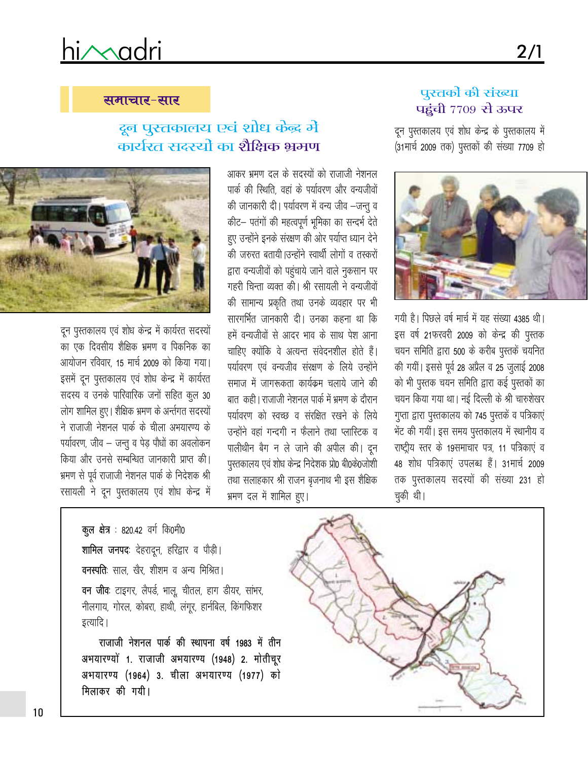## समाचार-सार

### दून पुस्तकालय एवं शोध केन्द्र में कार्यरत सदस्यों का शैक्षिक भ्रमण

दून पुस्तकालय एवं शोध केन्द्र में कार्यरत सदस्यों का एक दिवसीय शैक्षिक भ्रमण व पिकनिक का आयोजन रविवार, 15 मार्च 2009 को किया गया। इसमें दून पुस्तकालय एवं शोध केन्द्र में कार्यरत सदस्य व उनके पारिवारिक जनों सहित कुल 30 लोग शामिल हुए। शैक्षिक भ्रमण के अर्न्तगत सदस्यों ने राजाजी नेशनल पार्क के चीला अभयारण्य के पर्यावरण, जीव – जन्तु व पेड़ पौधों का अवलोकन किया और उनसे सम्बन्धित जानकारी प्राप्त की। भ्रमण से पूर्व राजाजी नेशनल पार्क के निदेशक श्री रसायली ने दून पुस्तकालय एवं शोध केन्द्र में आकर भ्रमण दल के सदस्यों को राजाजी नेशनल पार्क की स्थिति, वहां के पर्यावरण और वन्यजीवों की जानकारी दी। पर्यावरण में वन्य जीव –जन्तु व कीट– पतंगों की महत्वपूर्ण भूमिका का सन्दर्भ देते हुए उन्होंने इनके संरक्षण की ओर पर्याप्त ध्यान देने की जरुरत बतायी।उन्होंने स्वार्थी लोगों व तस्करों द्वारा वन्यजीवों को पहुंचाये जाने वाले नुकसान पर गहरी चिन्ता व्यक्त की। श्री रसायली ने वन्यजीवों की सामान्य प्रकृति तथा उनके व्यवहार पर भी सारगर्भित जानकारी दी। उनका कहना था कि हमें वन्यजीवों से आदर भाव के साथ पेश आना चाहिए क्योंकि वे अत्यन्त संवेदनशील होते हैं। पर्यावरण एवं वन्यजीव संरक्षण के लिये उन्होंने समाज में जागरूकता कार्यक्रम चलाये जाने की बात कही। राजाजी नेशनल पार्क में भ्रमण के दौरान पर्यावरण को स्वच्छ व संरक्षित रखने के लिये उन्होंने वहां गन्दगी न फैलाने तथा प्लास्टिक व पालीथीन बैग न ले जाने की अपील की। दून पुस्तकालय एवं शोध केन्द्र निदेशक प्रो0 बी0के0जोशी तथा सलाहकार श्री राजन बृजनाथ भी इस शैक्षिक भ्रमण दल में शामिल हुए।

### पुस्तकों की संख्या पहुंची 7709 से ऊपर

दून पुस्तकालय एवं शोध केन्द्र के पुस्तकालय में (31मार्च 2009 तक) पुस्तकों की संख्या 7709 हो गयी है। पिछले वर्ष मार्च में यह संख्या 4385 थी। इस वर्ष 21फरवरी 2009 को केन्द्र की पुस्तक चयन समिति द्वारा 500 के करीब पुस्तकें चयनित की गयीं। इससे पूर्व 28 अप्रैल व 25 जुलाई 2008 को भी पुस्तक चयन समिति द्वारा कई पुस्तकों का चयन किया गया था। नई दिल्ली के श्री चारुशेखर गुप्ता द्वारा पुस्तकालय को 745 पुस्तकें व पत्रिकाएं भेंट की गयीं। इस समय पुस्तकालय में स्थानीय व राष्ट्रीय स्तर के 19समाचार पत्र, 11 पत्रिकाएं व 48 शोध पत्रिकाएं उपलब्ध हैं। 31मार्च 2009 तक पुस्तकालय सदस्यों की संख्या 231 हो चुकी थी।

---

**कुल क्षेत्र** : 820.42 वर्ग कि0मी0

**शामिल जनपदः** देहरादून, हरिद्वार व पौड़ी।

**वनस्पतिः** साल, खैर, शीशम व अन्य मिश्रित।

**वन जीवः** टाइगर, लैपर्ड, भालू, चीतल, हाग डीयर, सांभर, नीलगाय, गोरल, कोबरा, हाथी, लंगूर, हार्नबिल, किंगफिशर इत्यादि।

**राजाजी नेशनल पार्क की स्थापना वर्ष 1983 में तीन अभयारण्यों 1. राजाजी अभयारण्य (1948) 2. मोतीचूर अभयारण्य (1964) 3. चीला अभयारण्य (1977) को मिलाकर की गयी।**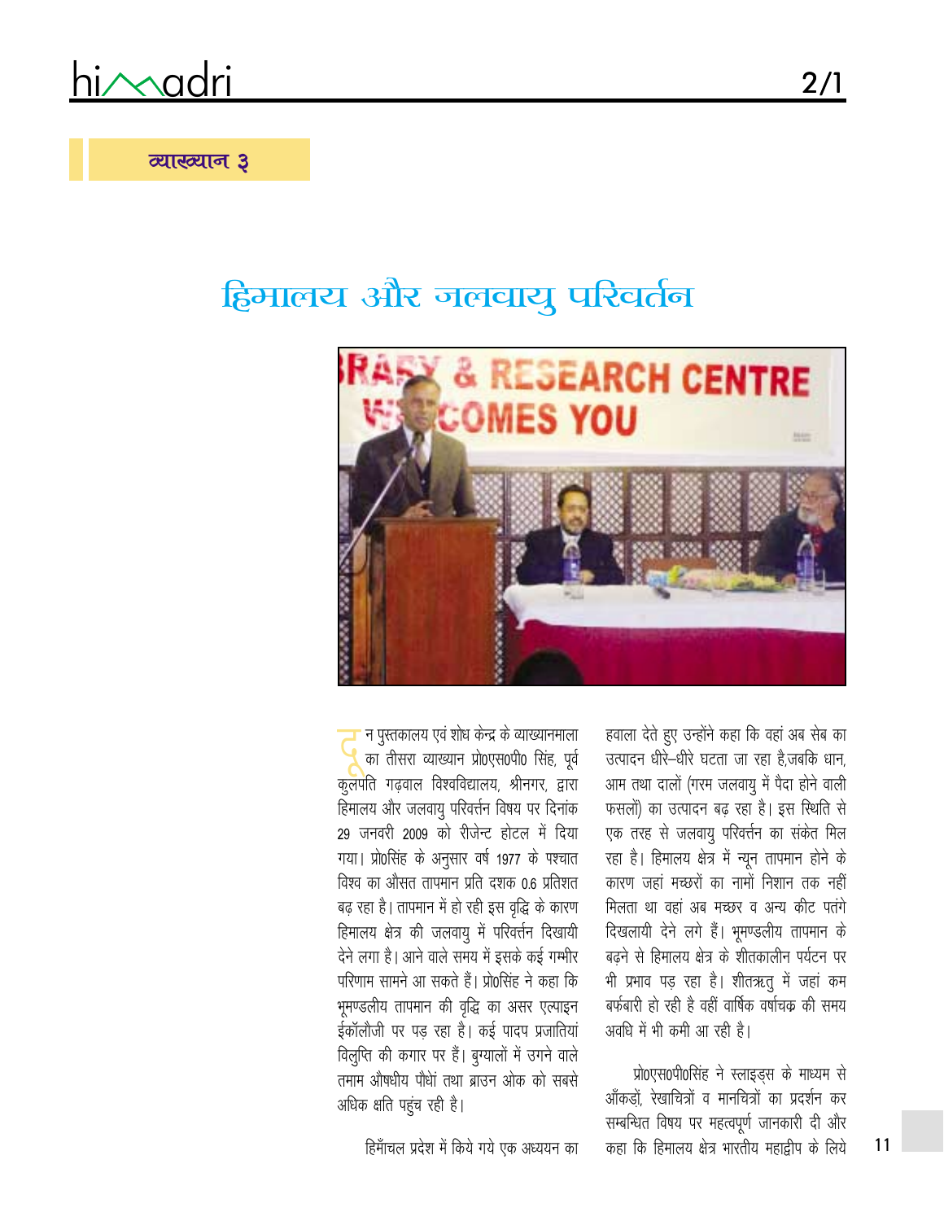व्याख्यान ३

# हिमालय और जलवायु परिवर्तन

दून पुस्तकालय एवं शोध केन्द्र के व्याख्यानमाला का तीसरा व्याख्यान प्रो0एस0पी0 सिंह, पूर्व कुलपति गढ़वाल विश्वविद्यालय, श्रीनगर, द्वारा हिमालय और जलवायु परिवर्त्तन विषय पर दिनांक 29 जनवरी 2009 को रीजेन्ट होटल में दिया गया। प्रो0सिंह के अनुसार वर्ष 1977 के पश्चात विश्व का औसत तापमान प्रति दशक 0.6 प्रतिशत बढ़ रहा है। तापमान में हो रही इस वृद्धि के कारण हिमालय क्षेत्र की जलवायु में परिवर्त्तन दिखायी देने लगा है। आने वाले समय में इसके कई गम्भीर परिणाम सामने आ सकते हैं। प्रो0सिंह ने कहा कि भूमण्डलीय तापमान की वृद्धि का असर एल्पाइन ईकॉलौजी पर पड़ रहा है। कई पादप प्रजातियां विलुप्ति की कगार पर हैं। बुग्यालों में उगने वाले तमाम औषधीय पौधों तथा ब्राउन ओक को सबसे अधिक क्षति पहुंच रही है।

हिमाँचल प्रदेश में किये गये एक अध्ययन का हवाला देते हुए उन्होंने कहा कि वहां अब सेब का उत्पादन धीरे–धीरे घटता जा रहा है,जबकि धान, आम तथा दालों (गरम जलवायु में पैदा होने वाली फसलों) का उत्पादन बढ़ रहा है। इस स्थिति से एक तरह से जलवायु परिवर्त्तन का संकेत मिल रहा है। हिमालय क्षेत्र में न्यून तापमान होने के कारण जहां मच्छरों का नामों निशान तक नहीं मिलता था वहां अब मच्छर व अन्य कीट पतंगे दिखलायी देने लगे हैं। भूमण्डलीय तापमान के बढ़ने से हिमालय क्षेत्र के शीतकालीन पर्यटन पर भी प्रभाव पड़ रहा है। शीतऋतु में जहां कम बर्फबारी हो रही है वहीं वार्षिक वर्षाचक्र की समय अवधि में भी कमी आ रही है।

प्रो0एस0पी0सिंह ने स्लाइड्स के माध्यम से आँकड़ों, रेखाचित्रों व मानचित्रों का प्रदर्शन कर सम्बन्धित विषय पर महत्वपूर्ण जानकारी दी और कहा कि हिमालय क्षेत्र भारतीय महाद्वीप के लिये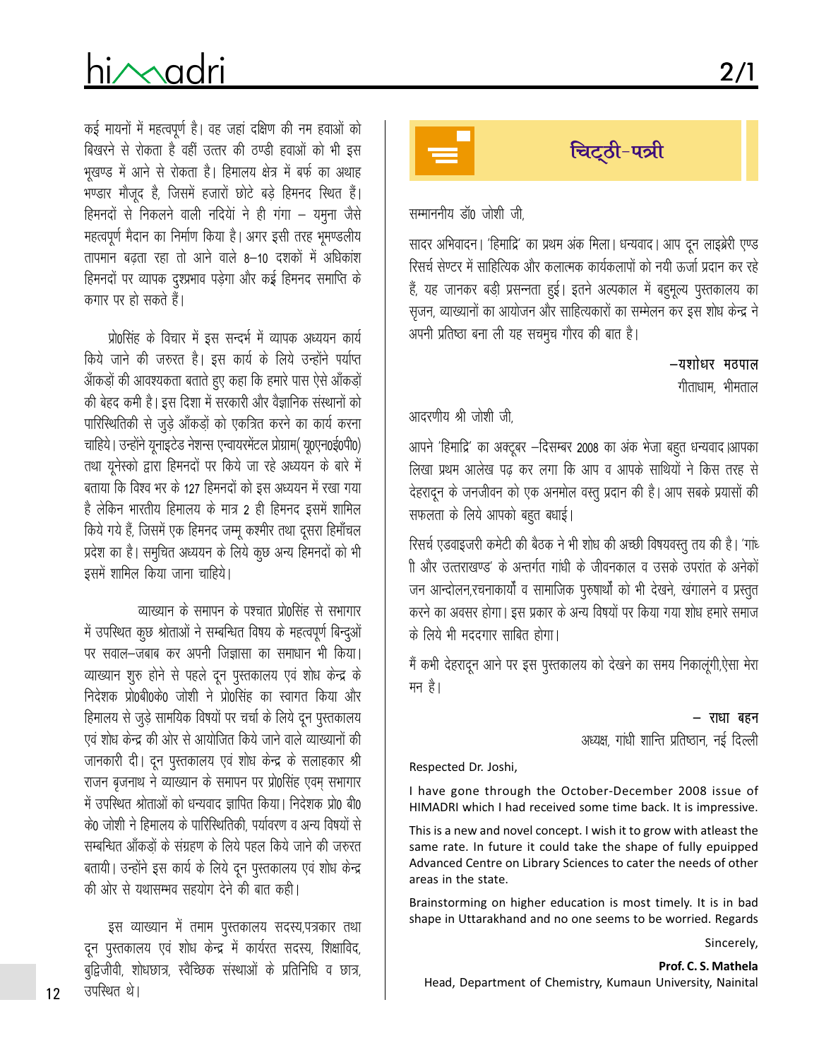कई मायनों में महत्वपूर्ण है। वह जहां दक्षिण की नम हवाओं को बिखरने से रोकता है वहीं उत्तर की ठण्डी हवाओं को भी इस भूखण्ड में आने से रोकता है। हिमालय क्षेत्र में बर्फ का अथाह भण्डार मौजूद है, जिसमें हजारों छोटे बड़े हिमनद स्थित हैं। हिमनदों से निकलने वाली नदियों ने ही गंगा – यमुना जैसे महत्वपूर्ण मैदान का निर्माण किया है। अगर इसी तरह भूमण्डलीय तापमान बढ़ता रहा तो आने वाले 8–10 दशकों में अधिकांश हिमनदों पर व्यापक दुश्प्रभाव पड़ेगा और कई हिमनद समाप्ति के कगार पर हो सकते हैं।

प्रो0सिंह के विचार में इस सन्दर्भ में व्यापक अध्ययन कार्य किये जाने की जरुरत है। इस कार्य के लिये उन्होंने पर्याप्त आँकड़ों की आवश्यकता बताते हुए कहा कि हमारे पास ऐसे आँकड़ों की बेहद कमी है। इस दिशा में सरकारी और वैज्ञानिक संस्थानों को पारिस्थितिकी से जुड़े आँकड़ों को एकत्रित करने का कार्य करना चाहिये। उन्होंने यूनाइटेड नेशन्स एन्वायरमेंटल प्रोग्राम( यू0एन0ई0पी0) तथा यूनेस्को द्वारा हिमनदों पर किये जा रहे अध्ययन के बारे में बताया कि विश्व भर के 127 हिमनदों को इस अध्ययन में रखा गया है लेकिन भारतीय हिमालय के मात्र 2 ही हिमनद इसमें शामिल किये गये हैं, जिसमें एक हिमनद जम्मू कश्मीर तथा दूसरा हिमाँचल प्रदेश का है। समुचित अध्ययन के लिये कुछ अन्य हिमनदों को भी इसमें शामिल किया जाना चाहिये।

व्याख्यान के समापन के पश्चात प्रो0सिंह से सभागार में उपस्थित कुछ श्रोताओं ने सम्बन्धित विषय के महत्वपूर्ण बिन्दुओं पर सवाल–जबाब कर अपनी जिज्ञासा का समाधान भी किया। व्याख्यान शुरु होने से पहले दून पुस्तकालय एवं शोध केन्द्र के निदेशक प्रो0बी0के0 जोशी ने प्रो0सिंह का स्वागत किया और हिमालय से जुड़े सामयिक विषयों पर चर्चा के लिये दून पुस्तकालय एवं शोध केन्द्र की ओर से आयोजित किये जाने वाले व्याख्यानों की जानकारी दी। दून पुस्तकालय एवं शोध केन्द्र के सलाहकार श्री राजन बृजनाथ ने व्याख्यान के समापन पर प्रो0सिंह एवम् सभागार में उपस्थित श्रोताओं को धन्यवाद ज्ञापित किया। निदेशक प्रो0 बी0 के0 जोशी ने हिमालय के पारिस्थितिकी, पर्यावरण व अन्य विषयों से सम्बन्धित आँकड़ों के संग्रहण के लिये पहल किये जाने की जरुरत बतायी। उन्होंने इस कार्य के लिये दून पुस्तकालय एवं शोध केन्द्र की ओर से यथासम्भव सहयोग देने की बात कही।

इस व्याख्यान में तमाम पुस्तकालय सदस्य,पत्रकार तथा दून पुस्तकालय एवं शोध केन्द्र में कार्यरत सदस्य, शिक्षाविद, बुद्विजीवी, शोधछात्र, स्वैच्छिक संस्थाओं के प्रतिनिधि व छात्र, उपस्थित थे।

## चिट्ठी-पत्री

सम्माननीय डॉ0 जोशी जी,

सादर अभिवादन। 'हिमाद्रि' का प्रथम अंक मिला। धन्यवाद। आप दून लाइब्रेरी एण्ड रिसर्च सेण्टर में साहित्यिक और कलात्मक कार्यकलापों को नयी ऊर्जा प्रदान कर रहे हैं, यह जानकर बड़ी प्रसन्नता हुई। इतने अल्पकाल में बहुमूल्य पुस्तकालय का सृजन, व्याख्यानों का आयोजन और साहित्यकारों का सम्मेलन कर इस शोध केन्द्र ने अपनी प्रतिष्ठा बना ली यह सचमुच गौरव की बात है।

**–यशोधर मठपाल**
गीताधाम, भीमताल

आदरणीय श्री जोशी जी,

आपने 'हिमाद्रि' का अक्टूबर –दिसम्बर 2008 का अंक भेजा बहुत धन्यवाद।आपका लिखा प्रथम आलेख पढ़ कर लगा कि आप व आपके साथियों ने किस तरह से देहरादून के जनजीवन को एक अनमोल वस्तु प्रदान की है। आप सबके प्रयासों की सफलता के लिये आपको बहुत बधाई।

रिसर्च एडवाइजरी कमेटी की बैठक ने भी शोध की अच्छी विषयवस्तु तय की है। 'गांधी और उत्तराखण्ड' के अन्तर्गत गांधी के जीवनकाल व उसके उपरांत के अनेकों जन आन्दोलन,रचनाकार्यों व सामाजिक पुरुषार्थों को भी देखने, खंगालने व प्रस्तुत करने का अवसर होगा। इस प्रकार के अन्य विषयों पर किया गया शोध हमारे समाज के लिये भी मददगार साबित होगा।

मैं कभी देहरादून आने पर इस पुस्तकालय को देखने का समय निकालूंगी,ऐसा मेरा मन है।

**– राधा बहन**
अध्यक्ष, गांधी शान्ति प्रतिष्ठान, नई दिल्ली

Respected Dr. Joshi,

I have gone through the October-December 2008 issue of HIMADRI which I had received some time back. It is impressive.

This is a new and novel concept. I wish it to grow with atleast the same rate. In future it could take the shape of fully epuipped Advanced Centre on Library Sciences to cater the needs of other areas in the state.

Brainstorming on higher education is most timely. It is in bad shape in Uttarakhand and no one seems to be worried. Regards

Sincerely,

**Prof. C. S. Mathela**
Head, Department of Chemistry, Kumaun University, Nainital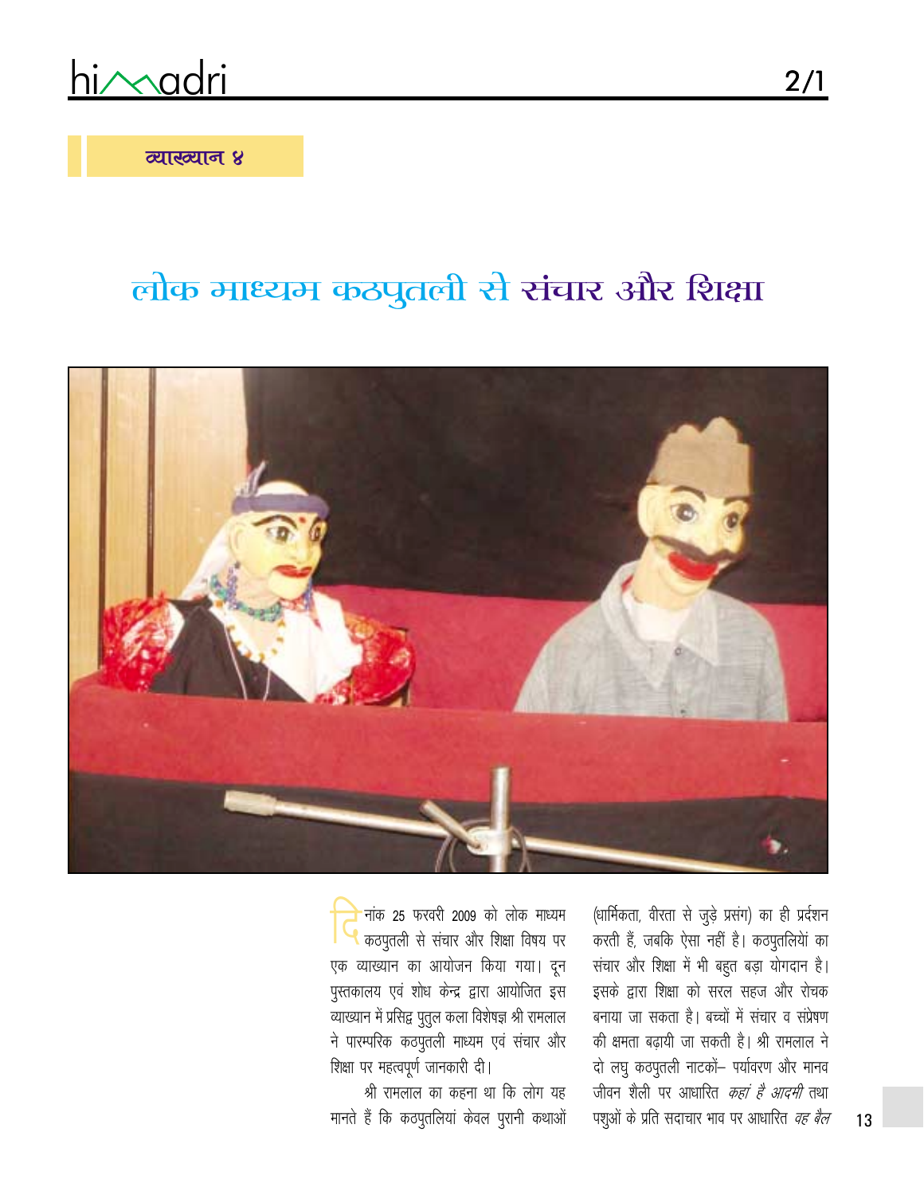व्याख्यान ४

# लोक माध्यम कठपुतली से संचार और शिक्षा

दिनांक 25 फरवरी 2009 को लोक माध्यम कठपुतली से संचार और शिक्षा विषय पर एक व्याख्यान का आयोजन किया गया। दून पुस्तकालय एवं शोध केन्द्र द्वारा आयोजित इस व्याख्यान में प्रसिद्व पुतुल कला विशेषज्ञ श्री रामलाल ने पारम्परिक कठपुतली माध्यम एवं संचार और शिक्षा पर महत्वपूर्ण जानकारी दी।

श्री रामलाल का कहना था कि लोग यह मानते हैं कि कठपुतलियां केवल पुरानी कथाओं (धार्मिकता, वीरता से जुड़े प्रसंग) का ही प्रदर्शन करती हैं, जबकि ऐसा नहीं है। कठपुतलियां का संचार और शिक्षा में भी बहुत बड़ा योगदान है। इसके द्वारा शिक्षा को सरल सहज और रोचक बनाया जा सकता है। बच्चों में संचार व संप्रेषण की क्षमता बढ़ायी जा सकती है। श्री रामलाल ने दो लघु कठपुतली नाटकों– पर्यावरण और मानव जीवन शैली पर आधारित *कहां है आदमी* तथा पशुओं के प्रति सदाचार भाव पर आधारित *वह बैल*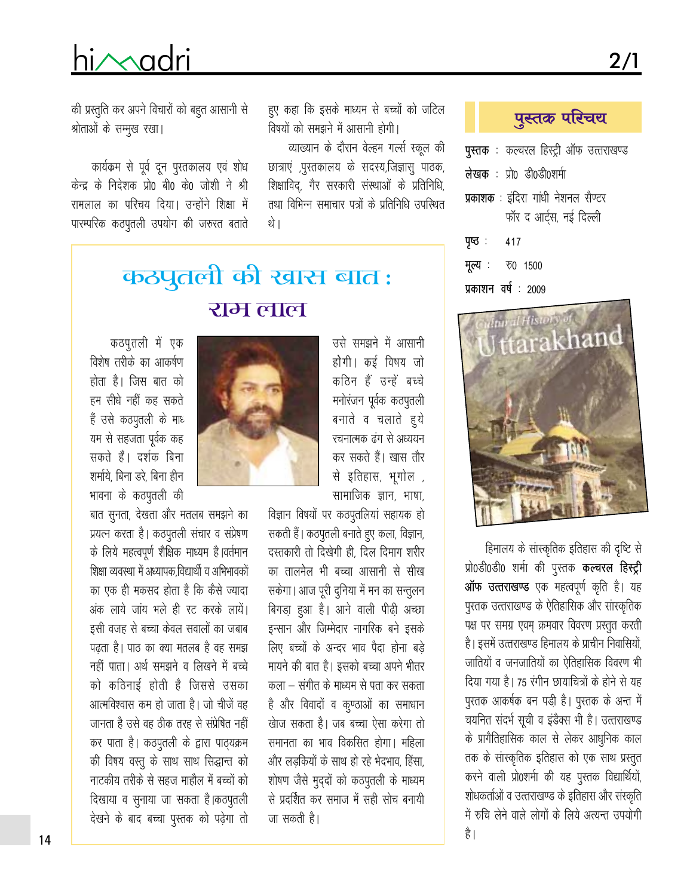की प्रस्तुति कर अपने विचारों को बहुत आसानी से श्रोताओं के सम्मुख रखा।

कार्यक्रम से पूर्व दून पुस्तकालय एवं शोध केन्द्र के निदेशक प्रो0 बी0 के0 जोशी ने श्री रामलाल का परिचय दिया। उन्होंने शिक्षा में पारम्परिक कठपुतली उपयोग की जरुरत बताते हुए कहा कि इसके माध्यम से बच्चों को जटिल विषयों को समझने में आसानी होगी।

व्याख्यान के दौरान वेल्हम गर्ल्स स्कूल की छात्राएं ,पुस्तकालय के सदस्य,जिज्ञासु पाठक, शिक्षाविद्, गैर सरकारी संस्थाओं के प्रतिनिधि, तथा विभिन्न समाचार पत्रों के प्रतिनिधि उपस्थित थे।

## कठपुतली की खास बात : राम लाल

कठपुतली में एक विशेष तरीके का आकर्षण होता है। जिस बात को हम सीधे नहीं कह सकते हैं उसे कठपुतली के माध्यम से सहजता पूर्वक कह सकते हैं। दर्शक बिना शर्माये, बिना डरे, बिना हीन भावना के कठपुतली की बात सुनता, देखता और मतलब समझने का प्रयत्न करता है। कठपुतली संचार व संप्रेषण के लिये महत्वपूर्ण शैक्षिक माध्यम है।वर्तमान शिक्षा व्यवस्था में अध्यापक,विद्यार्थी व अभिभावकों का एक ही मकसद होता है कि कैसे ज्यादा अंक लाये जांय भले ही रट करके लायें। इसी वजह से बच्चा केवल सवालों का जबाव पढ़ता है। पाठ का क्या मतलब है वह समझ नहीं पाता। अर्थ समझने व लिखने में बच्चे को कठिनाई होती है जिससे उसका आत्मविश्वास कम हो जाता है। जो चीजें वह जानता है उसे वह ठीक तरह से संप्रेषित नहीं कर पाता है। कठपुतली के द्वारा पाठ्यक्रम की विषय वस्तु के साथ साथ सिद्धान्त को नाटकीय तरीके से सहज माहौल में बच्चों को दिखाया व सुनाया जा सकता है।कठपुतली देखने के बाद बच्चा पुस्तक को पढ़ेगा तो उसे समझने में आसानी होगी। कई विषय जो कठिन हैं उन्हें बच्चे मनोरंजन पूर्वक कठपुतली बनाते व चलाते हुये रचनात्मक ढंग से अध्ययन कर सकते हैं। खास तौर से इतिहास, भूगोल , सामाजिक ज्ञान, भाषा, विज्ञान विषयों पर कठपुतलियां सहायक हो सकती हैं। कठपुतली बनाते हुए कला, विज्ञान, दस्तकारी तो दिखेगी ही, दिल दिमाग शरीर का तालमेल भी बच्चा आसानी से सीख सकेगा। आज पूरी दुनिया में मन का सन्तुलन बिगड़ा हुआ है। आने वाली पीढ़ी अच्छा इन्सान और जिम्मेदार नागरिक बने इसके लिए बच्चों के अन्दर भाव पैदा होना बड़े मायने की बात है। इसको बच्चा अपने भीतर कला – संगीत के माध्यम से पता कर सकता है और विवादों व कुण्ठाओं का समाधान खोज सकता है। जब बच्चा ऐसा करेगा तो समानता का भाव विकसित होगा। महिला और लड़कियों के साथ हो रहे भेदभाव, हिंसा, शोषण जैसे मुद्दों को कठपुतली के माध्यम से प्रदर्शित कर समाज में सही सोच बनायी जा सकती है।

## पुस्तक परिचय

**पुस्तक** : कल्चरल हिस्ट्री ऑफ उत्तराखण्ड

**लेखक** : प्रो0 डी0डी0शर्मा

**प्रकाशक** : इंदिरा गांधी नेशनल सैण्टर फॉर द आर्ट्स, नई दिल्ली

**पृष्ठ** : 417

**मूल्य** : रु0 1500

**प्रकाशन वर्ष** : 2009

हिमालय के सांस्कृतिक इतिहास की दृष्टि से प्रो0डी0डी0 शर्मा की पुस्तक **कल्चरल हिस्ट्री ऑफ उत्तराखण्ड** एक महत्वपूर्ण कृति है। यह पुस्तक उत्तराखण्ड के ऐतिहासिक और सांस्कृतिक पक्ष पर समग्र एवम् क्रमवार विवरण प्रस्तुत करती है। इसमें उत्तराखण्ड हिमालय के प्राचीन निवासियों, जातियों व जनजातियों का ऐतिहासिक विवरण भी दिया गया है। 75 रंगीन छायाचित्रों के होने से यह पुस्तक आकर्षक बन पड़ी है। पुस्तक के अन्त में चयनित संदर्भ सूची व इंडैक्स भी है। उत्तराखण्ड के प्रागैतिहासिक काल से लेकर आधुनिक काल तक के सांस्कृतिक इतिहास को एक साथ प्रस्तुत करने वाली प्रो0शर्मा की यह पुस्तक विद्यार्थियों, शोधकर्ताओं व उत्तराखण्ड के इतिहास और संस्कृति में रुचि लेने वाले लोगों के लिये अत्यन्त उपयोगी है।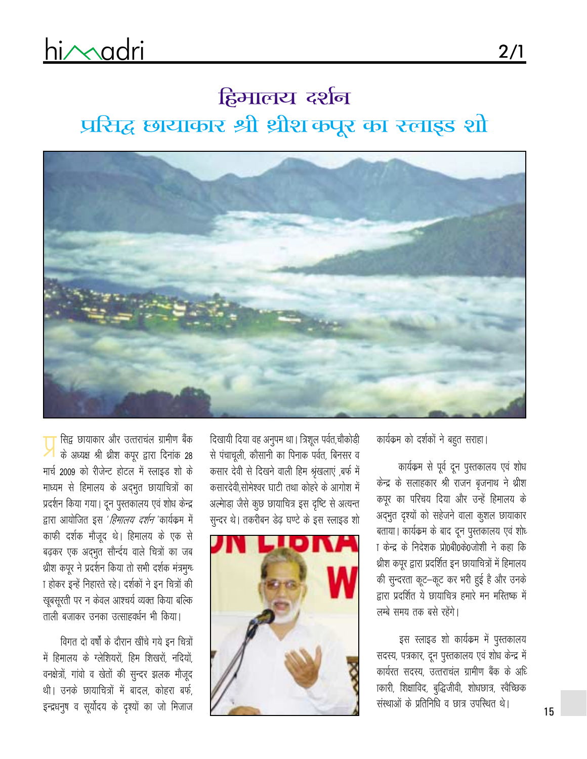# हिमालय दर्शन

## प्रसिद्व छायाकार श्री थ्रीश कपूर का स्लाइड शो

प्रसिद्व छायाकार और उत्तरांचल ग्रामीण बैंक के अध्यक्ष श्री थ्रीश कपूर द्वारा दिनांक 28 मार्च 2009 को रीजेन्ट होटल में स्लाइड शो के माध्यम से हिमालय के अद्भुत छायाचित्रों का प्रदर्शन किया गया। दून पुस्तकालय एवं शोध केन्द्र द्वारा आयोजित इस '*हिमालय दर्शन*' कार्यक्रम में काफी दर्शक मौजूद थे। हिमालय के एक से बढ़कर एक अद्भुत सौन्दर्य वाले चित्रों का जब थ्रीश कपूर ने प्रदर्शन किया तो सभी दर्शक मंत्रमुग्ध होकर इन्हें निहारते रहे। दर्शकों ने इन चित्रों की खूबसूरती पर न केवल आश्चर्य व्यक्त किया बल्कि ताली बजाकर उनका उत्साहवर्धन भी किया।

विगत दो वर्षों के दौरान खींचे गये इन चित्रों में हिमालय के ग्लेशियरों, हिम शिखरों, नदियों, वनक्षेत्रों, गांवो व खेतों की सुन्दर झलक मौजूद थी। उनके छायाचित्रों में बादल, कोहरा बर्फ, इन्द्रधनुष व सूर्योदय के दृश्यों का जो मिजाज दिखायी दिया वह अनुपम था। त्रिशूल पर्वत,चौकोड़ी से पंचाचूली, कौसानी का पिनाक पर्वत, बिनसर व कसार देवी से दिखने वाली हिम श्रृंखलाएं ,बर्फ में कसारदेवी,सोमेश्वर घाटी तथा कोहरे के आगोश में अल्मोड़ा जैसे कुछ छायाचित्र इस दृष्टि से अत्यन्त सुन्दर थे। तकरीबन डेढ़ घण्टे के इस स्लाइड शो कार्यक्रम को दर्शकों ने बहुत सराहा।

कार्यक्रम से पूर्व दून पुस्तकालय एवं शोध केन्द्र के सलाहकार श्री राजन बृजनाथ ने थ्रीश कपूर का परिचय दिया और उन्हें हिमालय के अद्भुत दृश्यों को सहेजने वाला कुशल छायाकार बताया। कार्यक्रम के बाद दून पुस्तकालय एवं शोध केन्द्र के निदेशक प्रो0बी0के0जोशी ने कहा कि थ्रीश कपूर द्वारा प्रदर्शित इन छायाचित्रों में हिमालय की सुन्दरता कूट–कूट कर भरी हुई है और उनके द्वारा प्रदर्शित ये छायाचित्र हमारे मन मस्तिष्क में लम्बे समय तक बसे रहेंगे।

इस स्लाइड शो कार्यक्रम में पुस्तकालय सदस्य, पत्रकार, दून पुस्तकालय एवं शोध केन्द्र में कार्यरत सदस्य, उत्तराचंल ग्रामीण बैंक के अधिकारी, शिक्षाविद, बुद्धिजीवी, शोधछात्र, स्वैच्छिक संस्थाओं के प्रतिनिधि व छात्र उपस्थित थे।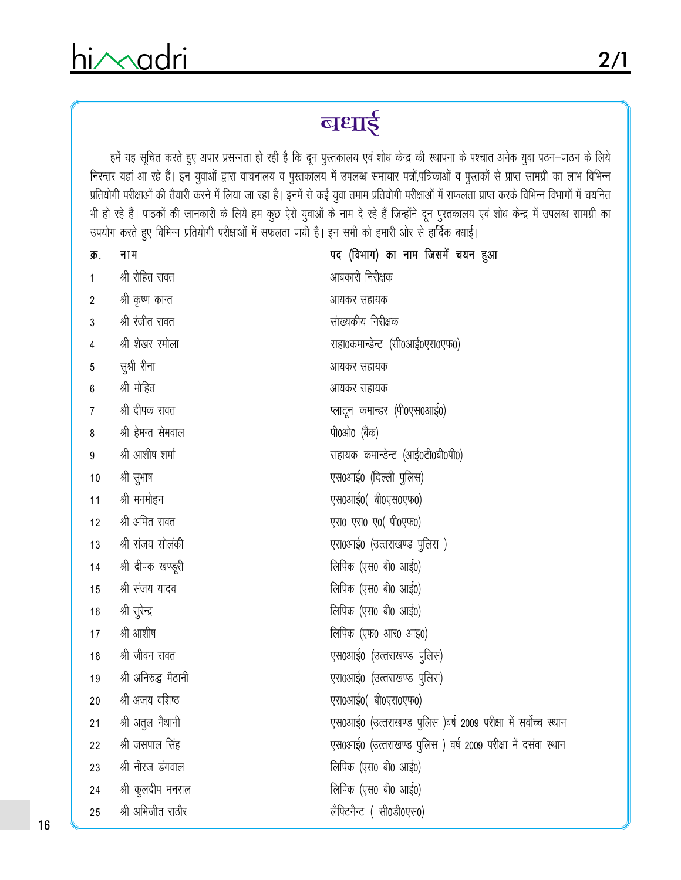# बधाई

हमें यह सूचित करते हुए अपार प्रसन्नता हो रही है कि दून पुस्तकालय एवं शोध केन्द्र की स्थापना के पश्चात अनेक युवा पठन–पाठन के लिये निरन्तर यहां आ रहे हैं। इन युवाओं द्वारा वाचनालय व पुस्तकालय में उपलब्ध समाचार पत्रों,पत्रिकाओं व पुस्तकों से प्राप्त सामग्री का लाभ विभिन्न प्रतियोगी परीक्षाओं की तैयारी करने में लिया जा रहा है। इनमें से कई युवा तमाम प्रतियोगी परीक्षाओं में सफलता प्राप्त करके विभिन्न विभागों में चयनित भी हो रहे हैं। पाठकों की जानकारी के लिये हम कुछ ऐसे युवाओं के नाम दे रहे हैं जिन्होंने दून पुस्तकालय एवं शोध केन्द्र में उपलब्ध सामग्री का उपयोग करते हुए विभिन्न प्रतियोगी परीक्षाओं में सफलता पायी है। इन सभी को हमारी ओर से हार्दिक बधाई।

| क्र. | नाम | पद (विभाग) का नाम जिसमें चयन हुआ |
|---|---|---|
| 1 | श्री रोहित रावत | आबकारी निरीक्षक |
| 2 | श्री कृष्ण कान्त | आयकर सहायक |
| 3 | श्री रंजीत रावत | सांख्यकीय निरीक्षक |
| 4 | श्री शेखर रमोला | सहा0कमान्डेन्ट (सी0आई0एस0एफ0) |
| 5 | सुश्री रीना | आयकर सहायक |
| 6 | श्री मोहित | आयकर सहायक |
| 7 | श्री दीपक रावत | प्लाटून कमान्डर (पी0एस0आई0) |
| 8 | श्री हेमन्त सेमवाल | पी0ओ0 (बैंक) |
| 9 | श्री आशीष शर्मा | सहायक कमान्डेन्ट (आई0टी0बी0पी0) |
| 10 | श्री सुभाष | एस0आई0 (दिल्ली पुलिस) |
| 11 | श्री मनमोहन | एस0आई0( बी0एस0एफ0) |
| 12 | श्री अमित रावत | एस0 एस0 ए0( पी0एफ0) |
| 13 | श्री संजय सोलंकी | एस0आई0 (उत्तराखण्ड पुलिस ) |
| 14 | श्री दीपक खण्डूरी | लिपिक (एस0 बी0 आई0) |
| 15 | श्री संजय यादव | लिपिक (एस0 बी0 आई0) |
| 16 | श्री सुरेन्द्र | लिपिक (एस0 बी0 आई0) |
| 17 | श्री आशीष | लिपिक (एफ0 आर0 आइ0) |
| 18 | श्री जीवन रावत | एस0आई0 (उत्तराखण्ड पुलिस) |
| 19 | श्री अनिरुद्ध मैठानी | एस0आई0 (उत्तराखण्ड पुलिस) |
| 20 | श्री अजय वशिष्ठ | एस0आई0( बी0एस0एफ0) |
| 21 | श्री अतुल नैथानी | एस0आई0 (उत्तराखण्ड पुलिस )वर्ष 2009 परीक्षा में सर्वोच्च स्थान |
| 22 | श्री जसपाल सिंह | एस0आई0 (उत्तराखण्ड पुलिस ) वर्ष 2009 परीक्षा में दसंवा स्थान |
| 23 | श्री नीरज डंगवाल | लिपिक (एस0 बी0 आई0) |
| 24 | श्री कुलदीप मनराल | लिपिक (एस0 बी0 आई0) |
| 25 | श्री अभिजीत राठौर | लैफ्टिनैन्ट ( सी0डी0एस0) |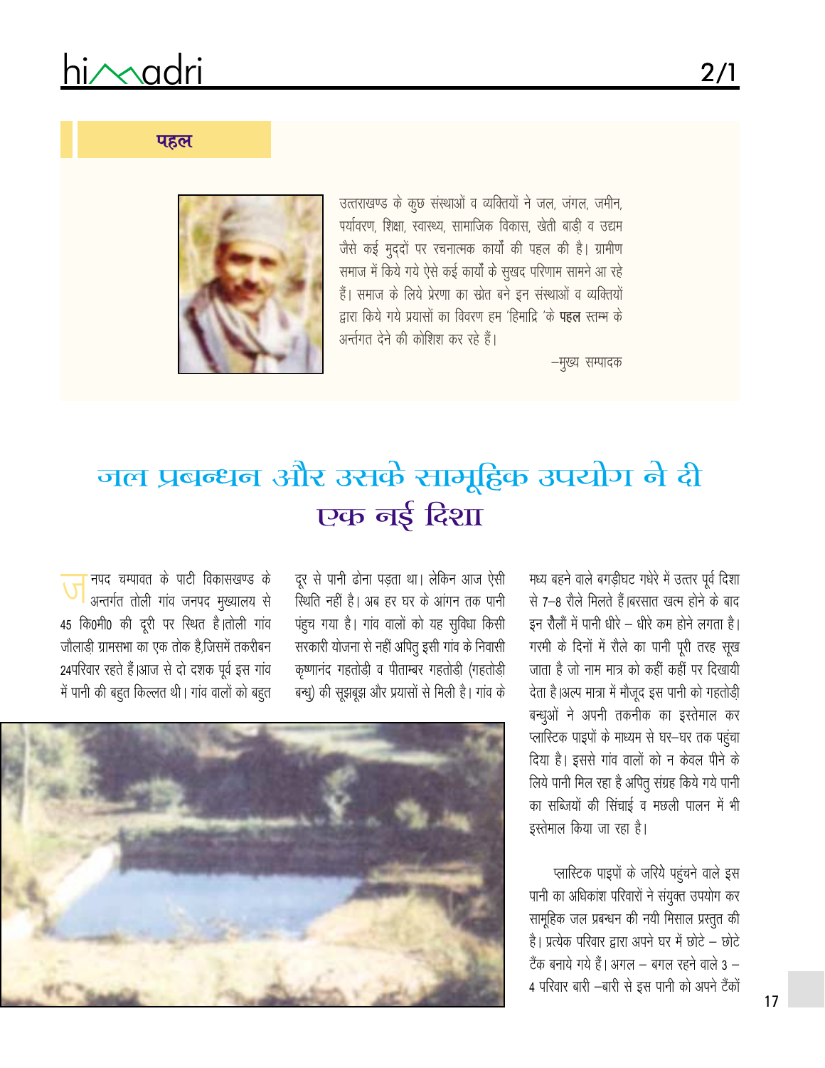**पहल**

उत्तराखण्ड के कुछ संस्थाओं व व्यक्तियों ने जल, जंगल, जमीन, पर्यावरण, शिक्षा, स्वास्थ्य, सामाजिक विकास, खेती बाड़ी व उद्यम जैसे कई मुद्दों पर रचनात्मक कार्यों की पहल की है। ग्रामीण समाज में किये गये ऐसे कई कार्यों के सुखद परिणाम सामने आ रहे हैं। समाज के लिये प्रेरणा का स्रोत बने इन संस्थाओं व व्यक्तियों द्वारा किये गये प्रयासों का विवरण हम 'हिमाद्रि 'के **पहल** स्तम्भ के अर्न्तगत देने की कोशिश कर रहे हैं।

–मुख्य सम्पादक

# जल प्रबन्धन और उसके सामूहिक उपयोग ने दी एक नई दिशा

जनपद चम्पावत के पाटी विकासखण्ड के अन्तर्गत तोली गांव जनपद मुख्यालय से 45 कि0मी0 की दूरी पर स्थित है।तोली गांव जौलाड़ी ग्रामसभा का एक तोक है,जिसमें तकरीबन 24परिवार रहते हैं।आज से दो दशक पूर्व इस गांव में पानी की बहुत किल्लत थी। गांव वालों को बहुत दूर से पानी ढोना पड़ता था। लेकिन आज ऐसी स्थिति नहीं है। अब हर घर के आंगन तक पानी पंहुच गया है। गांव वालों को यह सुविधा किसी सरकारी योजना से नहीं अपितु इसी गांव के निवासी कृष्णानंद गहतोड़ी व पीताम्बर गहतोड़ी (गहतोड़ी बन्धु) की सूझबूझ और प्रयासों से मिली है। गांव के मध्य बहने वाले बगड़ीघट गधेरे में उत्तर पूर्व दिशा से 7–8 रौले मिलते हैं।बरसात खत्म होने के बाद इन रौलौं में पानी धीरे – धीरे कम होने लगता है। गरमी के दिनों में रौले का पानी पूरी तरह सूख जाता है जो नाम मात्र को कहीं कहीं पर दिखायी देता है।अल्प मात्रा में मौजूद इस पानी को गहतोड़ी बन्धुओं ने अपनी तकनीक का इस्तेमाल कर प्लास्टिक पाइपों के माध्यम से घर–घर तक पहुंचा दिया है। इससे गांव वालों को न केवल पीने के लिये पानी मिल रहा है अपितु संग्रह किये गये पानी का सब्जियों की सिंचाई व मछली पालन में भी इस्तेमाल किया जा रहा है।

प्लास्टिक पाइपों के जरिये पहुंचने वाले इस पानी का अधिकांश परिवारों ने संयुक्त उपयोग कर सामूहिक जल प्रबन्धन की नयी मिसाल प्रस्तुत की है। प्रत्येक परिवार द्वारा अपने घर में छोटे – छोटे टैंक बनाये गये हैं। अगल – बगल रहने वाले 3 – 4 परिवार बारी –बारी से इस पानी को अपने टैंकों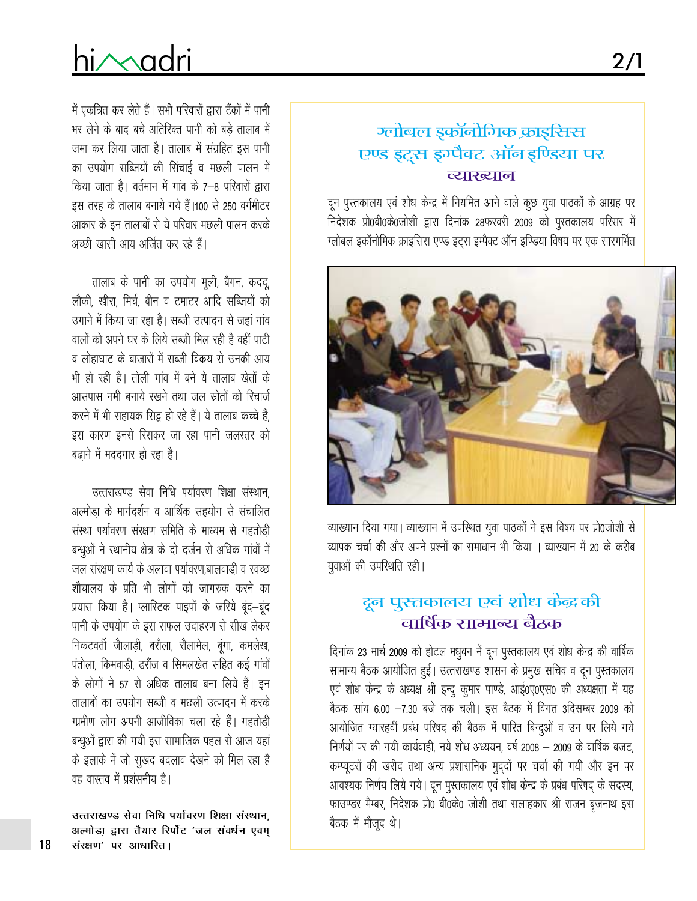में एकत्रित कर लेते हैं। सभी परिवारों द्वारा टैंकों में पानी भर लेने के बाद बचे अतिरिक्त पानी को बड़े तालाब में जमा कर लिया जाता है। तालाब में संग्रहित इस पानी का उपयोग सब्जियों की सिंचाई व मछली पालन में किया जाता है। वर्तमान में गांव के 7–8 परिवारों द्वारा इस तरह के तालाब बनाये गये हैं।100 से 250 वर्गमीटर आकार के इन तालाबों से ये परिवार मछली पालन करके अच्छी खासी आय अर्जित कर रहे हैं।

तालाब के पानी का उपयोग मूली, बैंगन, कददू, लौकी, खीरा, मिर्च, बीन व टमाटर आदि सब्जियों को उगाने में किया जा रहा है। सब्जी उत्पादन से जहां गांव वालों को अपने घर के लिये सब्जी मिल रही है वहीं पाटी व लोहाघाट के बाजारों में सब्जी विक्रय से उनकी आय भी हो रही है। तोली गांव में बने ये तालाब खेतों के आसपास नमी बनाये रखने तथा जल स्रोतों को रिचार्ज करने में भी सहायक सिद्व हो रहे हैं। ये तालाब कच्चे हैं, इस कारण इनसे रिसकर जा रहा पानी जलस्तर को बढ़ाने में मददगार हो रहा है।

उत्तराखण्ड सेवा निधि पर्यावरण शिक्षा संस्थान, अल्मोड़ा के मार्गदर्शन व आर्थिक सहयोग से संचालित संस्था पर्यावरण संरक्षण समिति के माध्यम से गहतोड़ी बन्धुओं ने स्थानीय क्षेत्र के दो दर्जन से अधिक गांवों में जल संरक्षण कार्य के अलावा पर्यावरण,बालवाड़ी व स्वच्छ शौचालय के प्रति भी लोगों को जागरुक करने का प्रयास किया है। प्लास्टिक पाइपों के जरिये बूंद–बूंद पानी के उपयोग के इस सफल उदाहरण से सीख लेकर निकटवर्ती जौलाड़ी, बरौला, रौलामेल, बूंगा, कमलेख, पंतोला, किमवाड़ी, ढरौंज व सिमलखेत सहित कई गांवों के लोगों ने 57 से अधिक तालाब बना लिये हैं। इन तालाबों का उपयोग सब्जी व मछली उत्पादन में करके ग्रामीण लोग अपनी आजीविका चला रहे हैं। गहतोड़ी बन्धुओं द्वारा की गयी इस सामाजिक पहल से आज यहां के इलाके में जो सुखद बदलाव देखने को मिल रहा है वह वास्तव में प्रशंसनीय है।

**उत्तराखण्ड सेवा निधि पर्यावरण शिक्षा संस्थान, अल्मोड़ा द्वारा तैयार रिर्पोट 'जल संवर्धन एवम् संरक्षण' पर आधारित।**

## ग्लोबल इकॉनोमिक क्राइसिस एण्ड इट्स इम्पैक्ट ऑन इण्डिया पर व्याख्यान

दून पुस्तकालय एवं शोध केन्द्र में नियमित आने वाले कुछ युवा पाठकों के आग्रह पर निदेशक प्रो0बी0के0जोशी द्वारा दिनांक 28फरवरी 2009 को पुस्तकालय परिसर में ग्लोबल इकॉनोमिक क्राइसिस एण्ड इट्स इम्पैक्ट ऑन इण्डिया विषय पर एक सारगर्भित व्याख्यान दिया गया। व्याख्यान में उपस्थित युवा पाठकों ने इस विषय पर प्रो0जोशी से व्यापक चर्चा की और अपने प्रश्नों का समाधान भी किया । व्याख्यान में 20 के करीब युवाओं की उपस्थिति रही।

## दून पुस्तकालय एवं शोध केन्द्र की वार्षिक सामान्य बैठक

दिनांक 23 मार्च 2009 को होटल मधुवन में दून पुस्तकालय एवं शोध केन्द्र की वार्षिक सामान्य बैठक आयोजित हुई। उत्तराखण्ड शासन के प्रमुख सचिव व दून पुस्तकालय एवं शोध केन्द्र के अध्यक्ष श्री इन्दु कुमार पाण्डे, आई0ए0एस0 की अध्यक्षता में यह बैठक सांय 6.00 –7.30 बजे तक चली। इस बैठक में विगत 3दिसम्बर 2009 को आयोजित ग्यारहवीं प्रबंध परिषद की बैठक में पारित बिन्दुओं व उन पर लिये गये निर्णयों पर की गयी कार्यवाही, नये शोध अध्ययन, वर्ष 2008 – 2009 के वार्षिक बजट, कम्प्यूटरों की खरीद तथा अन्य प्रशासनिक मुद्दों पर चर्चा की गयी और इन पर आवश्यक निर्णय लिये गये। दून पुस्तकालय एवं शोध केन्द्र के प्रबंध परिषद् के सदस्य, फाउण्डर मैम्बर, निदेशक प्रो0 बी0के0 जोशी तथा सलाहकार श्री राजन बृजनाथ इस बैठक में मौजूद थे।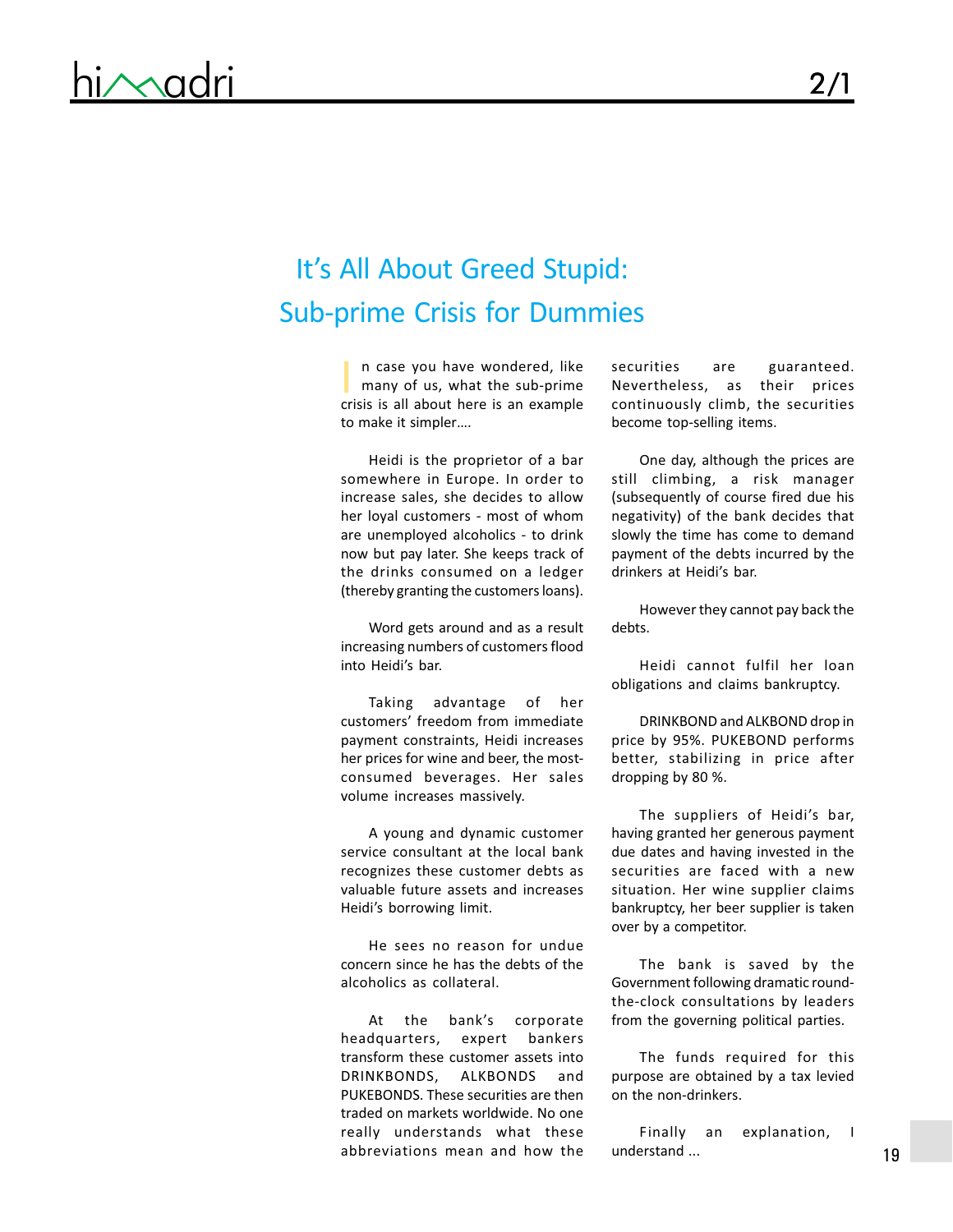# It's All About Greed Stupid: Sub-prime Crisis for Dummies

In case you have wondered, like many of us, what the sub-prime crisis is all about here is an example to make it simpler....

Heidi is the proprietor of a bar somewhere in Europe. In order to increase sales, she decides to allow her loyal customers - most of whom are unemployed alcoholics - to drink now but pay later. She keeps track of the drinks consumed on a ledger (thereby granting the customers loans).

Word gets around and as a result increasing numbers of customers flood into Heidi's bar.

Taking advantage of her customers' freedom from immediate payment constraints, Heidi increases her prices for wine and beer, the most-consumed beverages. Her sales volume increases massively.

A young and dynamic customer service consultant at the local bank recognizes these customer debts as valuable future assets and increases Heidi's borrowing limit.

He sees no reason for undue concern since he has the debts of the alcoholics as collateral.

At the bank's corporate headquarters, expert bankers transform these customer assets into DRINKBONDS, ALKBONDS and PUKEBONDS. These securities are then traded on markets worldwide. No one really understands what these abbreviations mean and how the securities are guaranteed. Nevertheless, as their prices continuously climb, the securities become top-selling items.

One day, although the prices are still climbing, a risk manager (subsequently of course fired due his negativity) of the bank decides that slowly the time has come to demand payment of the debts incurred by the drinkers at Heidi's bar.

However they cannot pay back the debts.

Heidi cannot fulfil her loan obligations and claims bankruptcy.

DRINKBOND and ALKBOND drop in price by 95%. PUKEBOND performs better, stabilizing in price after dropping by 80 %.

The suppliers of Heidi's bar, having granted her generous payment due dates and having invested in the securities are faced with a new situation. Her wine supplier claims bankruptcy, her beer supplier is taken over by a competitor.

The bank is saved by the Government following dramatic round-the-clock consultations by leaders from the governing political parties.

The funds required for this purpose are obtained by a tax levied on the non-drinkers.

Finally an explanation, I understand ...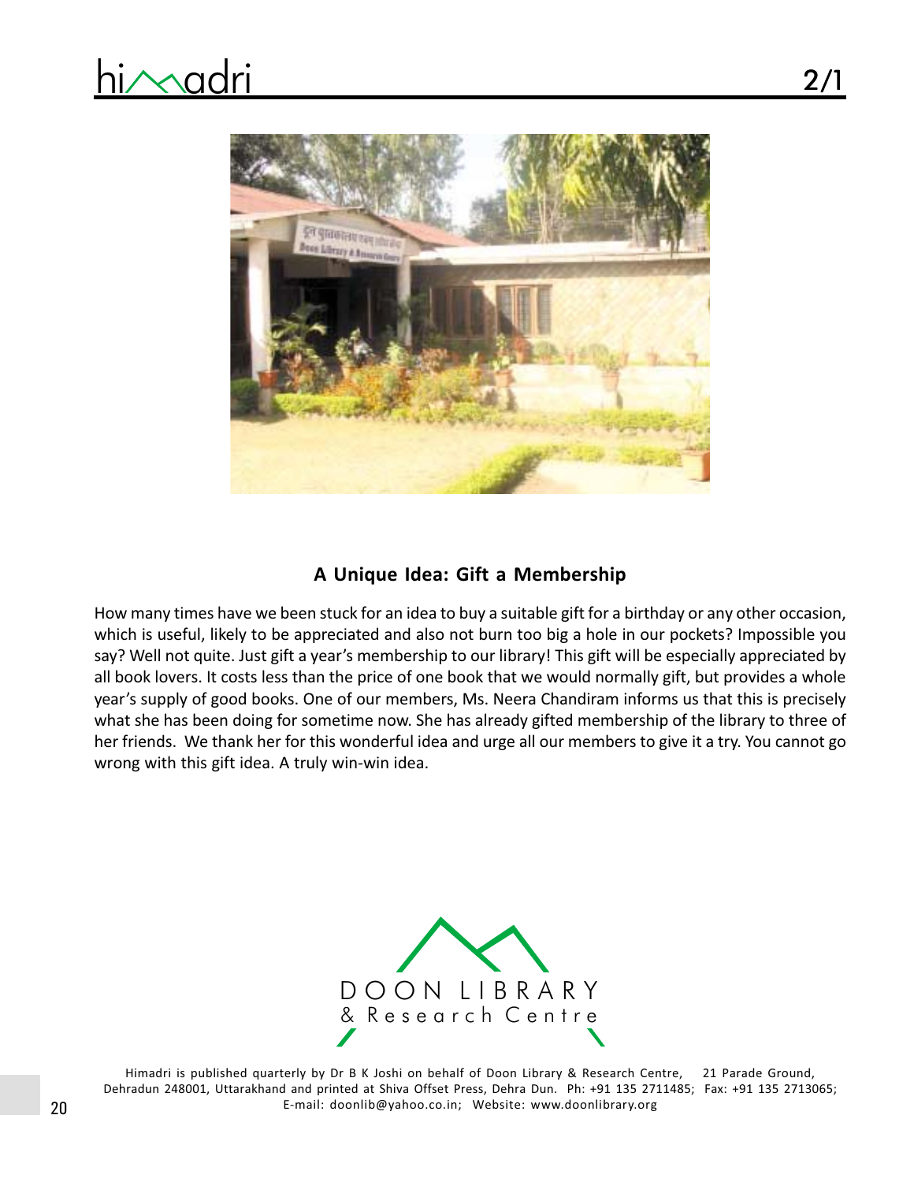## A Unique Idea: Gift a Membership

How many times have we been stuck for an idea to buy a suitable gift for a birthday or any other occasion, which is useful, likely to be appreciated and also not burn too big a hole in our pockets? Impossible you say? Well not quite. Just gift a year's membership to our library! This gift will be especially appreciated by all book lovers. It costs less than the price of one book that we would normally gift, but provides a whole year's supply of good books. One of our members, Ms. Neera Chandiram informs us that this is precisely what she has been doing for sometime now. She has already gifted membership of the library to three of her friends. We thank her for this wonderful idea and urge all our members to give it a try. You cannot go wrong with this gift idea. A truly win-win idea.

DOON LIBRARY
& Research Centre

Himadri is published quarterly by Dr B K Joshi on behalf of Doon Library & Research Centre, 21 Parade Ground, Dehradun 248001, Uttarakhand and printed at Shiva Offset Press, Dehra Dun. Ph: +91 135 2711485; Fax: +91 135 2713065; E-mail: doonlib@yahoo.co.in; Website: www.doonlibrary.org